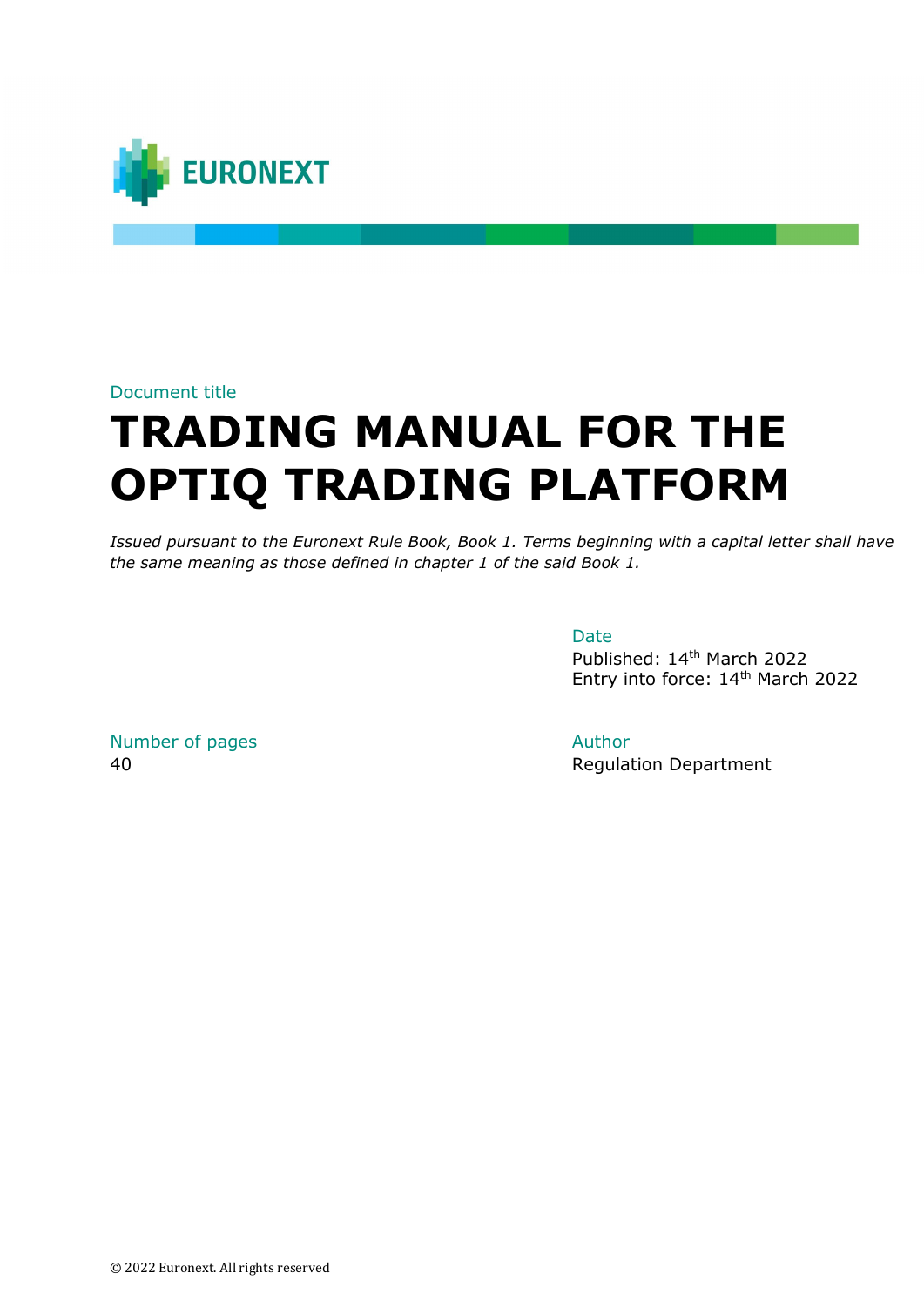EURONEXT

Document title

# TRADING MANUAL FOR THE OPTIQ TRADING PLATFORM

*Issued pursuant to the Euronext Rule Book, Book 1. Terms beginning with a capital letter shall have the same meaning as those defined in chapter 1 of the said Book 1.*

Date

Published: 14th March 2022

Entry into force: 14th March 2022

Number of pages

40

Author

Regulation Department

© 2022 Euronext. All rights reserved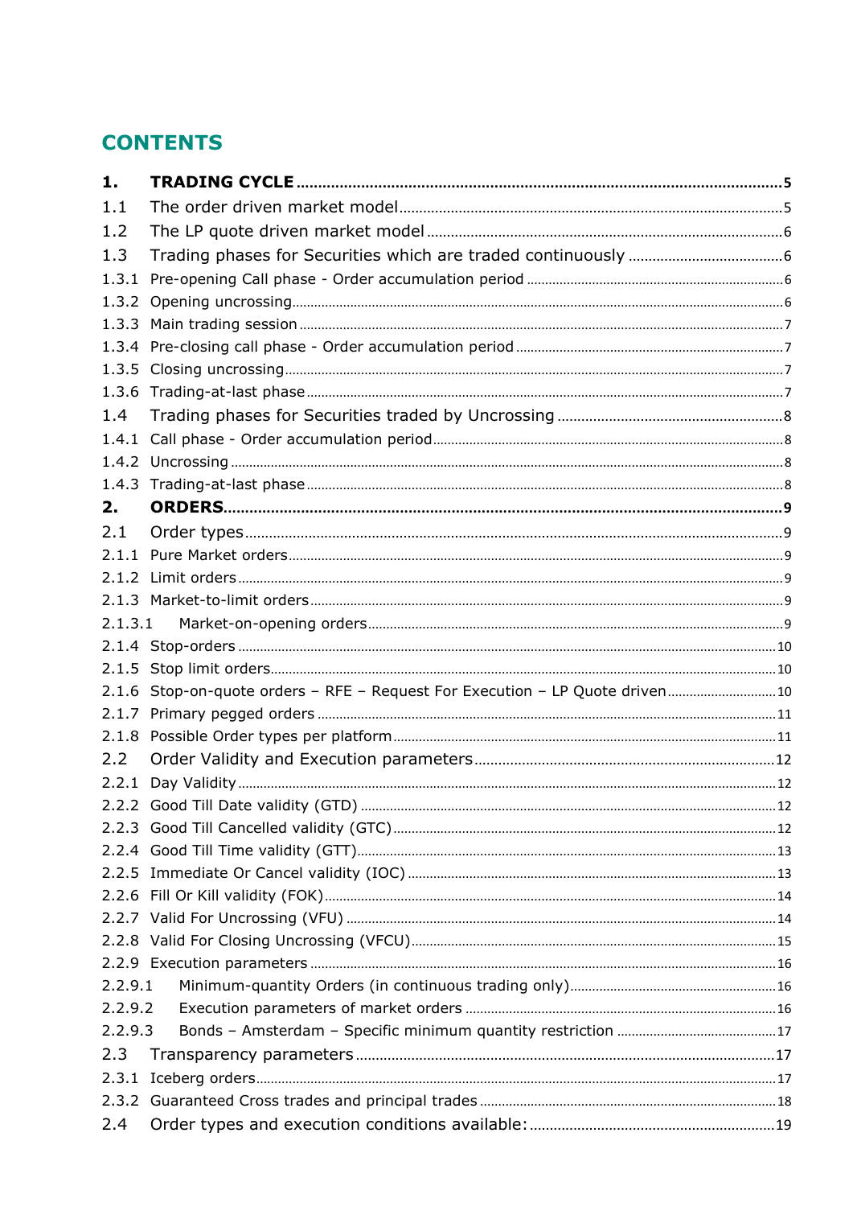# CONTENTS

**1. TRADING CYCLE** ..... 5

1.1 The order driven market model ..... 5

1.2 The LP quote driven market model ..... 6

1.3 Trading phases for Securities which are traded continuously ..... 6

1.3.1 Pre-opening Call phase - Order accumulation period ..... 6

1.3.2 Opening uncrossing ..... 6

1.3.3 Main trading session ..... 7

1.3.4 Pre-closing call phase - Order accumulation period ..... 7

1.3.5 Closing uncrossing ..... 7

1.3.6 Trading-at-last phase ..... 7

1.4 Trading phases for Securities traded by Uncrossing ..... 8

1.4.1 Call phase - Order accumulation period ..... 8

1.4.2 Uncrossing ..... 8

1.4.3 Trading-at-last phase ..... 8

**2. ORDERS** ..... 9

2.1 Order types ..... 9

2.1.1 Pure Market orders ..... 9

2.1.2 Limit orders ..... 9

2.1.3 Market-to-limit orders ..... 9

2.1.3.1 Market-on-opening orders ..... 9

2.1.4 Stop-orders ..... 10

2.1.5 Stop limit orders ..... 10

2.1.6 Stop-on-quote orders – RFE – Request For Execution – LP Quote driven ..... 10

2.1.7 Primary pegged orders ..... 11

2.1.8 Possible Order types per platform ..... 11

2.2 Order Validity and Execution parameters ..... 12

2.2.1 Day Validity ..... 12

2.2.2 Good Till Date validity (GTD) ..... 12

2.2.3 Good Till Cancelled validity (GTC) ..... 12

2.2.4 Good Till Time validity (GTT) ..... 13

2.2.5 Immediate Or Cancel validity (IOC) ..... 13

2.2.6 Fill Or Kill validity (FOK) ..... 14

2.2.7 Valid For Uncrossing (VFU) ..... 14

2.2.8 Valid For Closing Uncrossing (VFCU) ..... 15

2.2.9 Execution parameters ..... 16

2.2.9.1 Minimum-quantity Orders (in continuous trading only) ..... 16

2.2.9.2 Execution parameters of market orders ..... 16

2.2.9.3 Bonds – Amsterdam – Specific minimum quantity restriction ..... 17

2.3 Transparency parameters ..... 17

2.3.1 Iceberg orders ..... 17

2.3.2 Guaranteed Cross trades and principal trades ..... 18

2.4 Order types and execution conditions available: ..... 19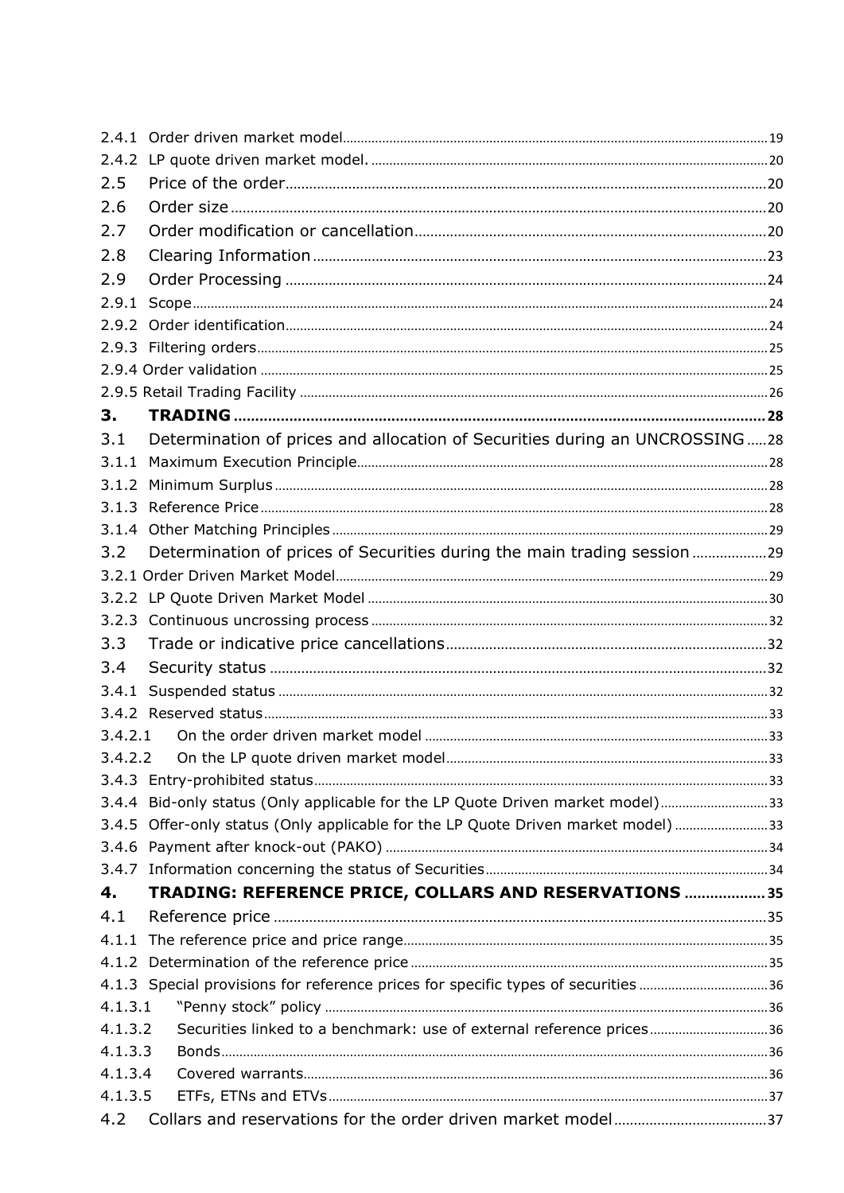2.4.1 Order driven market model ..... 19
2.4.2 LP quote driven market model. ..... 20
2.5 Price of the order ..... 20
2.6 Order size ..... 20
2.7 Order modification or cancellation ..... 20
2.8 Clearing Information ..... 23
2.9 Order Processing ..... 24
2.9.1 Scope ..... 24
2.9.2 Order identification ..... 24
2.9.3 Filtering orders ..... 25
2.9.4 Order validation ..... 25
2.9.5 Retail Trading Facility ..... 26
**3. TRADING ..... 28**
3.1 Determination of prices and allocation of Securities during an UNCROSSING ..... 28
3.1.1 Maximum Execution Principle ..... 28
3.1.2 Minimum Surplus ..... 28
3.1.3 Reference Price ..... 28
3.1.4 Other Matching Principles ..... 29
3.2 Determination of prices of Securities during the main trading session ..... 29
3.2.1 Order Driven Market Model ..... 29
3.2.2 LP Quote Driven Market Model ..... 30
3.2.3 Continuous uncrossing process ..... 32
3.3 Trade or indicative price cancellations ..... 32
3.4 Security status ..... 32
3.4.1 Suspended status ..... 32
3.4.2 Reserved status ..... 33
3.4.2.1 On the order driven market model ..... 33
3.4.2.2 On the LP quote driven market model ..... 33
3.4.3 Entry-prohibited status ..... 33
3.4.4 Bid-only status (Only applicable for the LP Quote Driven market model) ..... 33
3.4.5 Offer-only status (Only applicable for the LP Quote Driven market model) ..... 33
3.4.6 Payment after knock-out (PAKO) ..... 34
3.4.7 Information concerning the status of Securities ..... 34
**4. TRADING: REFERENCE PRICE, COLLARS AND RESERVATIONS ..... 35**
4.1 Reference price ..... 35
4.1.1 The reference price and price range ..... 35
4.1.2 Determination of the reference price ..... 35
4.1.3 Special provisions for reference prices for specific types of securities ..... 36
4.1.3.1 "Penny stock" policy ..... 36
4.1.3.2 Securities linked to a benchmark: use of external reference prices ..... 36
4.1.3.3 Bonds ..... 36
4.1.3.4 Covered warrants ..... 36
4.1.3.5 ETFs, ETNs and ETVs ..... 37
4.2 Collars and reservations for the order driven market model ..... 37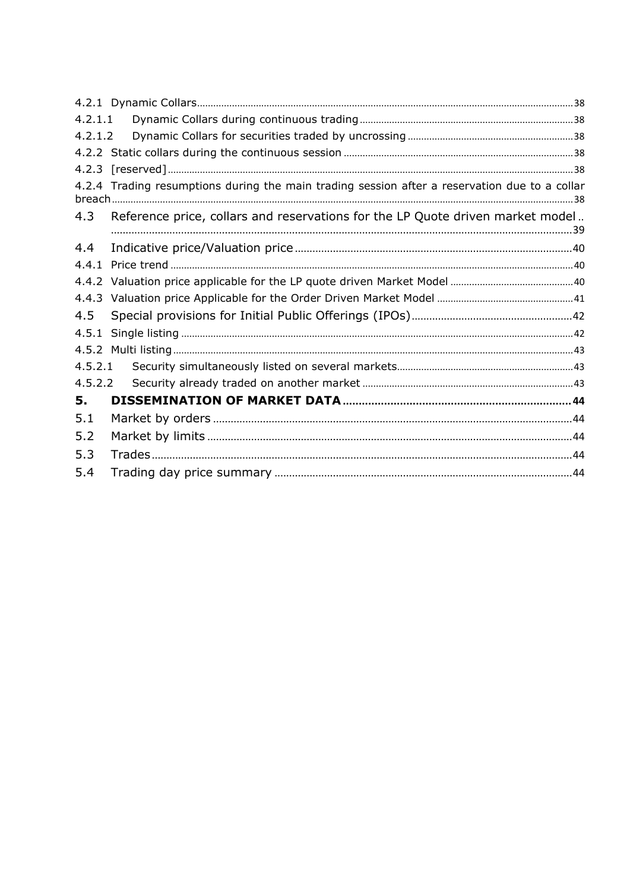4.2.1 Dynamic Collars ..... 38

4.2.1.1 Dynamic Collars during continuous trading ..... 38

4.2.1.2 Dynamic Collars for securities traded by uncrossing ..... 38

4.2.2 Static collars during the continuous session ..... 38

4.2.3 [reserved] ..... 38

4.2.4 Trading resumptions during the main trading session after a reservation due to a collar breach ..... 38

4.3 Reference price, collars and reservations for the LP Quote driven market model ..... 39

4.4 Indicative price/Valuation price ..... 40

4.4.1 Price trend ..... 40

4.4.2 Valuation price applicable for the LP quote driven Market Model ..... 40

4.4.3 Valuation price Applicable for the Order Driven Market Model ..... 41

4.5 Special provisions for Initial Public Offerings (IPOs) ..... 42

4.5.1 Single listing ..... 42

4.5.2 Multi listing ..... 43

4.5.2.1 Security simultaneously listed on several markets ..... 43

4.5.2.2 Security already traded on another market ..... 43

**5. DISSEMINATION OF MARKET DATA ..... 44**

5.1 Market by orders ..... 44

5.2 Market by limits ..... 44

5.3 Trades ..... 44

5.4 Trading day price summary ..... 44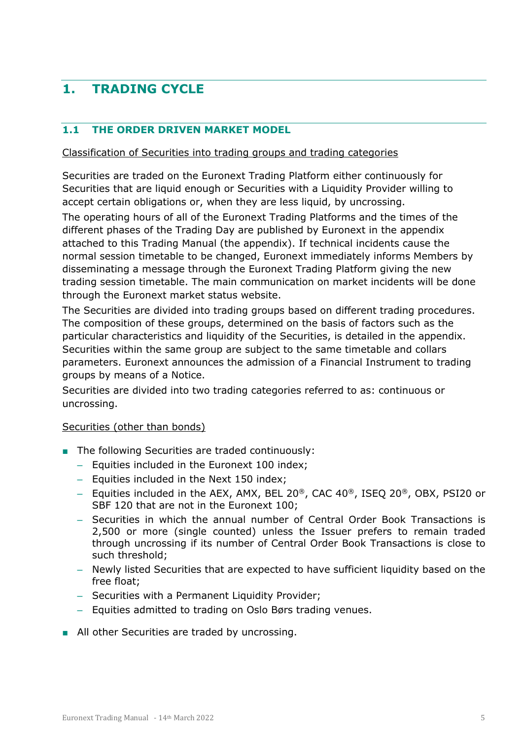# 1. TRADING CYCLE

## 1.1 THE ORDER DRIVEN MARKET MODEL

Classification of Securities into trading groups and trading categories

Securities are traded on the Euronext Trading Platform either continuously for Securities that are liquid enough or Securities with a Liquidity Provider willing to accept certain obligations or, when they are less liquid, by uncrossing.

The operating hours of all of the Euronext Trading Platforms and the times of the different phases of the Trading Day are published by Euronext in the appendix attached to this Trading Manual (the appendix). If technical incidents cause the normal session timetable to be changed, Euronext immediately informs Members by disseminating a message through the Euronext Trading Platform giving the new trading session timetable. The main communication on market incidents will be done through the Euronext market status website.

The Securities are divided into trading groups based on different trading procedures. The composition of these groups, determined on the basis of factors such as the particular characteristics and liquidity of the Securities, is detailed in the appendix. Securities within the same group are subject to the same timetable and collars parameters. Euronext announces the admission of a Financial Instrument to trading groups by means of a Notice.

Securities are divided into two trading categories referred to as: continuous or uncrossing.

Securities (other than bonds)

- The following Securities are traded continuously:
  - Equities included in the Euronext 100 index;
  - Equities included in the Next 150 index;
  - Equities included in the AEX, AMX, BEL 20®, CAC 40®, ISEQ 20®, OBX, PSI20 or SBF 120 that are not in the Euronext 100;
  - Securities in which the annual number of Central Order Book Transactions is 2,500 or more (single counted) unless the Issuer prefers to remain traded through uncrossing if its number of Central Order Book Transactions is close to such threshold;
  - Newly listed Securities that are expected to have sufficient liquidity based on the free float;
  - Securities with a Permanent Liquidity Provider;
  - Equities admitted to trading on Oslo Børs trading venues.
- All other Securities are traded by uncrossing.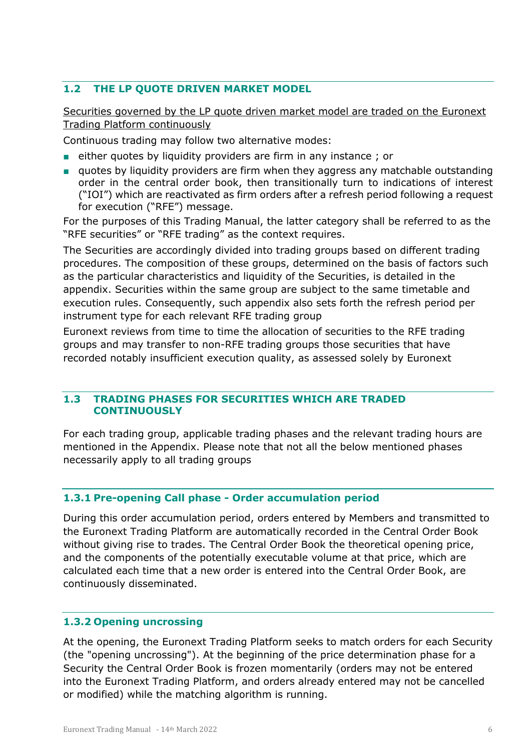## 1.2 THE LP QUOTE DRIVEN MARKET MODEL

Securities governed by the LP quote driven market model are traded on the Euronext Trading Platform continuously

Continuous trading may follow two alternative modes:

- either quotes by liquidity providers are firm in any instance ; or
- quotes by liquidity providers are firm when they aggress any matchable outstanding order in the central order book, then transitionally turn to indications of interest ("IOI") which are reactivated as firm orders after a refresh period following a request for execution ("RFE") message.

For the purposes of this Trading Manual, the latter category shall be referred to as the "RFE securities" or "RFE trading" as the context requires.

The Securities are accordingly divided into trading groups based on different trading procedures. The composition of these groups, determined on the basis of factors such as the particular characteristics and liquidity of the Securities, is detailed in the appendix. Securities within the same group are subject to the same timetable and execution rules. Consequently, such appendix also sets forth the refresh period per instrument type for each relevant RFE trading group

Euronext reviews from time to time the allocation of securities to the RFE trading groups and may transfer to non-RFE trading groups those securities that have recorded notably insufficient execution quality, as assessed solely by Euronext

## 1.3 TRADING PHASES FOR SECURITIES WHICH ARE TRADED CONTINUOUSLY

For each trading group, applicable trading phases and the relevant trading hours are mentioned in the Appendix. Please note that not all the below mentioned phases necessarily apply to all trading groups

### 1.3.1 Pre-opening Call phase - Order accumulation period

During this order accumulation period, orders entered by Members and transmitted to the Euronext Trading Platform are automatically recorded in the Central Order Book without giving rise to trades. The Central Order Book the theoretical opening price, and the components of the potentially executable volume at that price, which are calculated each time that a new order is entered into the Central Order Book, are continuously disseminated.

### 1.3.2 Opening uncrossing

At the opening, the Euronext Trading Platform seeks to match orders for each Security (the "opening uncrossing"). At the beginning of the price determination phase for a Security the Central Order Book is frozen momentarily (orders may not be entered into the Euronext Trading Platform, and orders already entered may not be cancelled or modified) while the matching algorithm is running.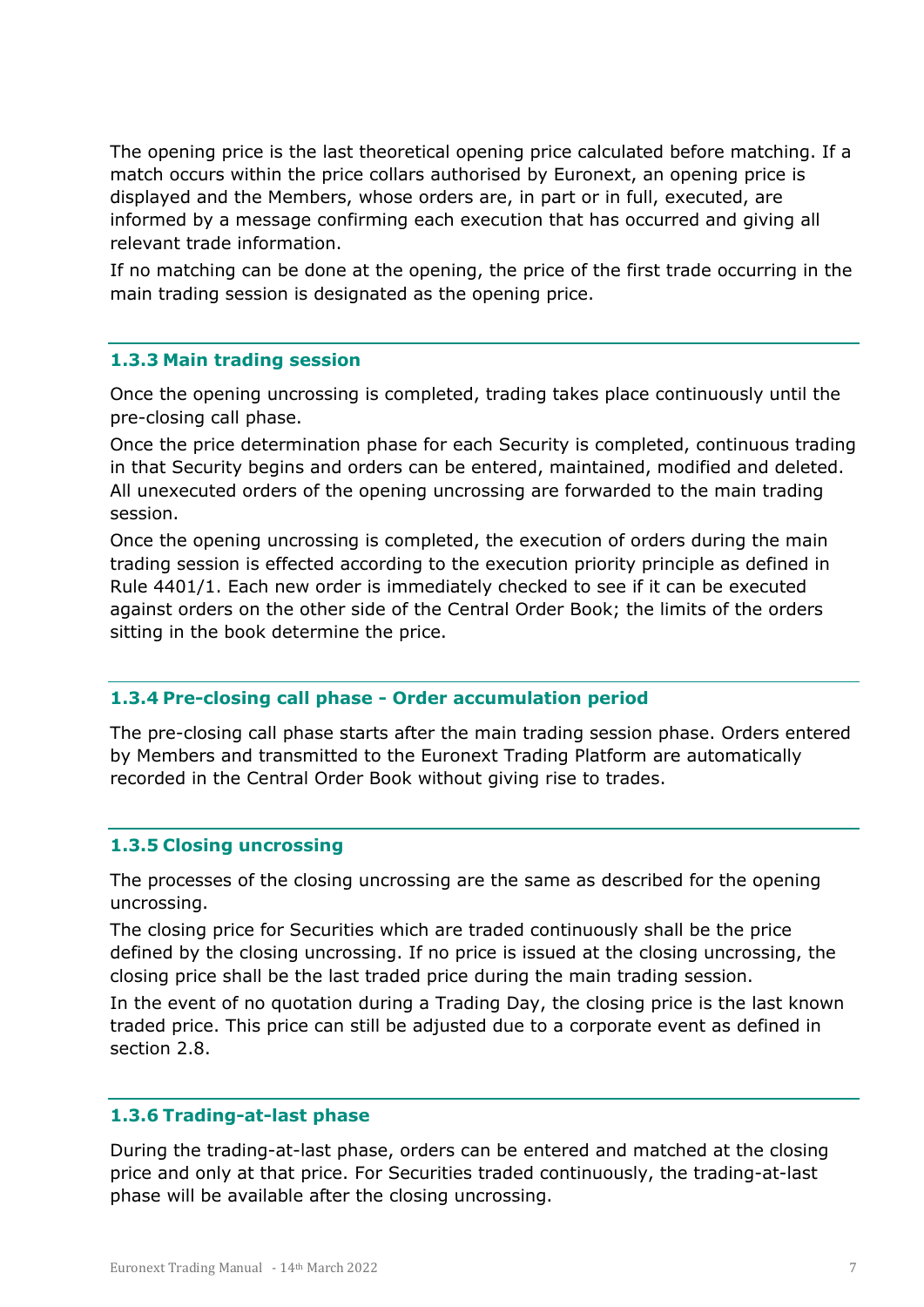The opening price is the last theoretical opening price calculated before matching. If a match occurs within the price collars authorised by Euronext, an opening price is displayed and the Members, whose orders are, in part or in full, executed, are informed by a message confirming each execution that has occurred and giving all relevant trade information.

If no matching can be done at the opening, the price of the first trade occurring in the main trading session is designated as the opening price.

### 1.3.3 Main trading session

Once the opening uncrossing is completed, trading takes place continuously until the pre-closing call phase.

Once the price determination phase for each Security is completed, continuous trading in that Security begins and orders can be entered, maintained, modified and deleted. All unexecuted orders of the opening uncrossing are forwarded to the main trading session.

Once the opening uncrossing is completed, the execution of orders during the main trading session is effected according to the execution priority principle as defined in Rule 4401/1. Each new order is immediately checked to see if it can be executed against orders on the other side of the Central Order Book; the limits of the orders sitting in the book determine the price.

### 1.3.4 Pre-closing call phase - Order accumulation period

The pre-closing call phase starts after the main trading session phase. Orders entered by Members and transmitted to the Euronext Trading Platform are automatically recorded in the Central Order Book without giving rise to trades.

### 1.3.5 Closing uncrossing

The processes of the closing uncrossing are the same as described for the opening uncrossing.

The closing price for Securities which are traded continuously shall be the price defined by the closing uncrossing. If no price is issued at the closing uncrossing, the closing price shall be the last traded price during the main trading session.

In the event of no quotation during a Trading Day, the closing price is the last known traded price. This price can still be adjusted due to a corporate event as defined in section 2.8.

### 1.3.6 Trading-at-last phase

During the trading-at-last phase, orders can be entered and matched at the closing price and only at that price. For Securities traded continuously, the trading-at-last phase will be available after the closing uncrossing.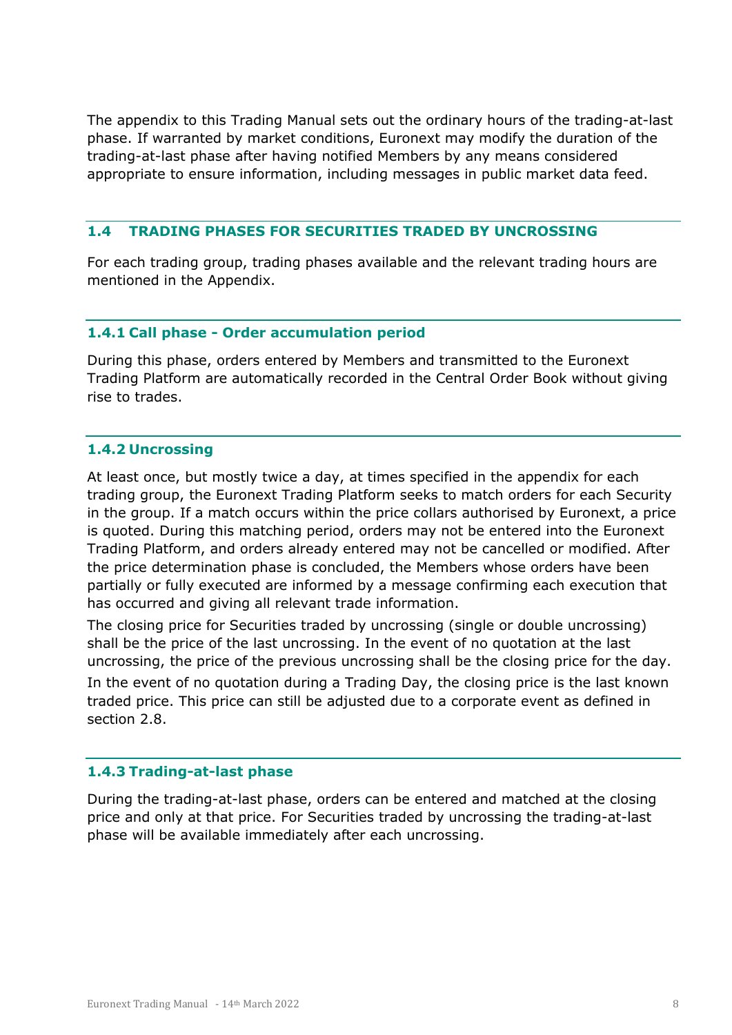The appendix to this Trading Manual sets out the ordinary hours of the trading-at-last phase. If warranted by market conditions, Euronext may modify the duration of the trading-at-last phase after having notified Members by any means considered appropriate to ensure information, including messages in public market data feed.

## 1.4 TRADING PHASES FOR SECURITIES TRADED BY UNCROSSING

For each trading group, trading phases available and the relevant trading hours are mentioned in the Appendix.

### 1.4.1 Call phase - Order accumulation period

During this phase, orders entered by Members and transmitted to the Euronext Trading Platform are automatically recorded in the Central Order Book without giving rise to trades.

### 1.4.2 Uncrossing

At least once, but mostly twice a day, at times specified in the appendix for each trading group, the Euronext Trading Platform seeks to match orders for each Security in the group. If a match occurs within the price collars authorised by Euronext, a price is quoted. During this matching period, orders may not be entered into the Euronext Trading Platform, and orders already entered may not be cancelled or modified. After the price determination phase is concluded, the Members whose orders have been partially or fully executed are informed by a message confirming each execution that has occurred and giving all relevant trade information.

The closing price for Securities traded by uncrossing (single or double uncrossing) shall be the price of the last uncrossing. In the event of no quotation at the last uncrossing, the price of the previous uncrossing shall be the closing price for the day.

In the event of no quotation during a Trading Day, the closing price is the last known traded price. This price can still be adjusted due to a corporate event as defined in section 2.8.

### 1.4.3 Trading-at-last phase

During the trading-at-last phase, orders can be entered and matched at the closing price and only at that price. For Securities traded by uncrossing the trading-at-last phase will be available immediately after each uncrossing.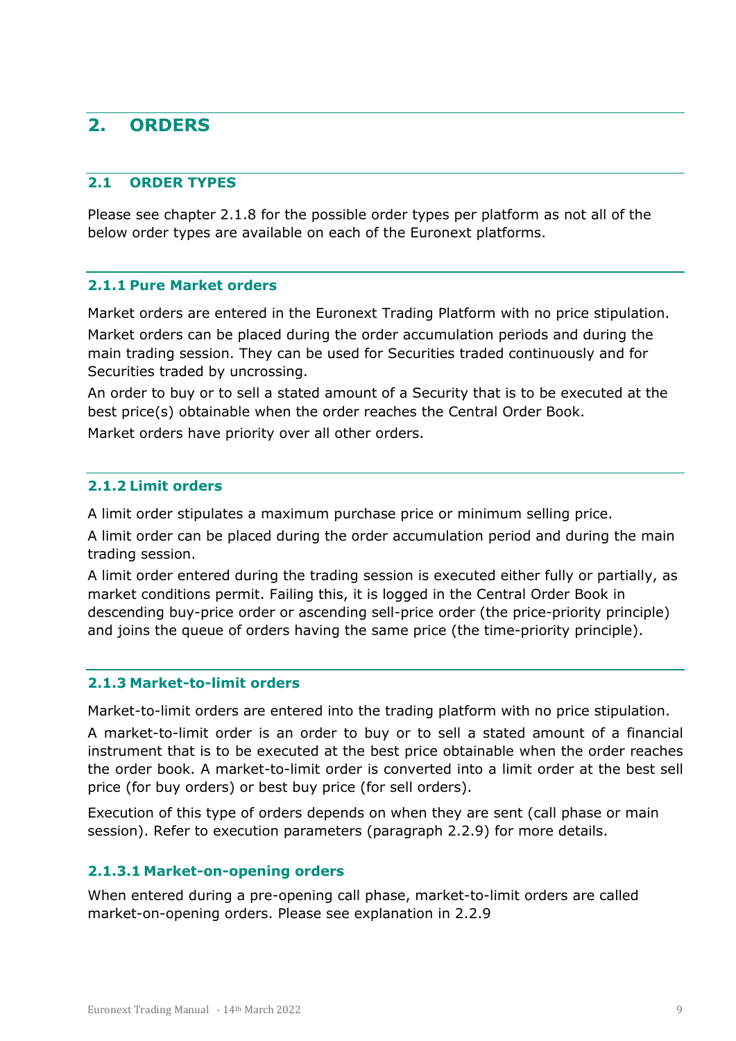# 2. ORDERS

## 2.1 ORDER TYPES

Please see chapter 2.1.8 for the possible order types per platform as not all of the below order types are available on each of the Euronext platforms.

### 2.1.1 Pure Market orders

Market orders are entered in the Euronext Trading Platform with no price stipulation.

Market orders can be placed during the order accumulation periods and during the main trading session. They can be used for Securities traded continuously and for Securities traded by uncrossing.

An order to buy or to sell a stated amount of a Security that is to be executed at the best price(s) obtainable when the order reaches the Central Order Book.

Market orders have priority over all other orders.

### 2.1.2 Limit orders

A limit order stipulates a maximum purchase price or minimum selling price.

A limit order can be placed during the order accumulation period and during the main trading session.

A limit order entered during the trading session is executed either fully or partially, as market conditions permit. Failing this, it is logged in the Central Order Book in descending buy-price order or ascending sell-price order (the price-priority principle) and joins the queue of orders having the same price (the time-priority principle).

### 2.1.3 Market-to-limit orders

Market-to-limit orders are entered into the trading platform with no price stipulation.

A market-to-limit order is an order to buy or to sell a stated amount of a financial instrument that is to be executed at the best price obtainable when the order reaches the order book. A market-to-limit order is converted into a limit order at the best sell price (for buy orders) or best buy price (for sell orders).

Execution of this type of orders depends on when they are sent (call phase or main session). Refer to execution parameters (paragraph 2.2.9) for more details.

#### 2.1.3.1 Market-on-opening orders

When entered during a pre-opening call phase, market-to-limit orders are called market-on-opening orders. Please see explanation in 2.2.9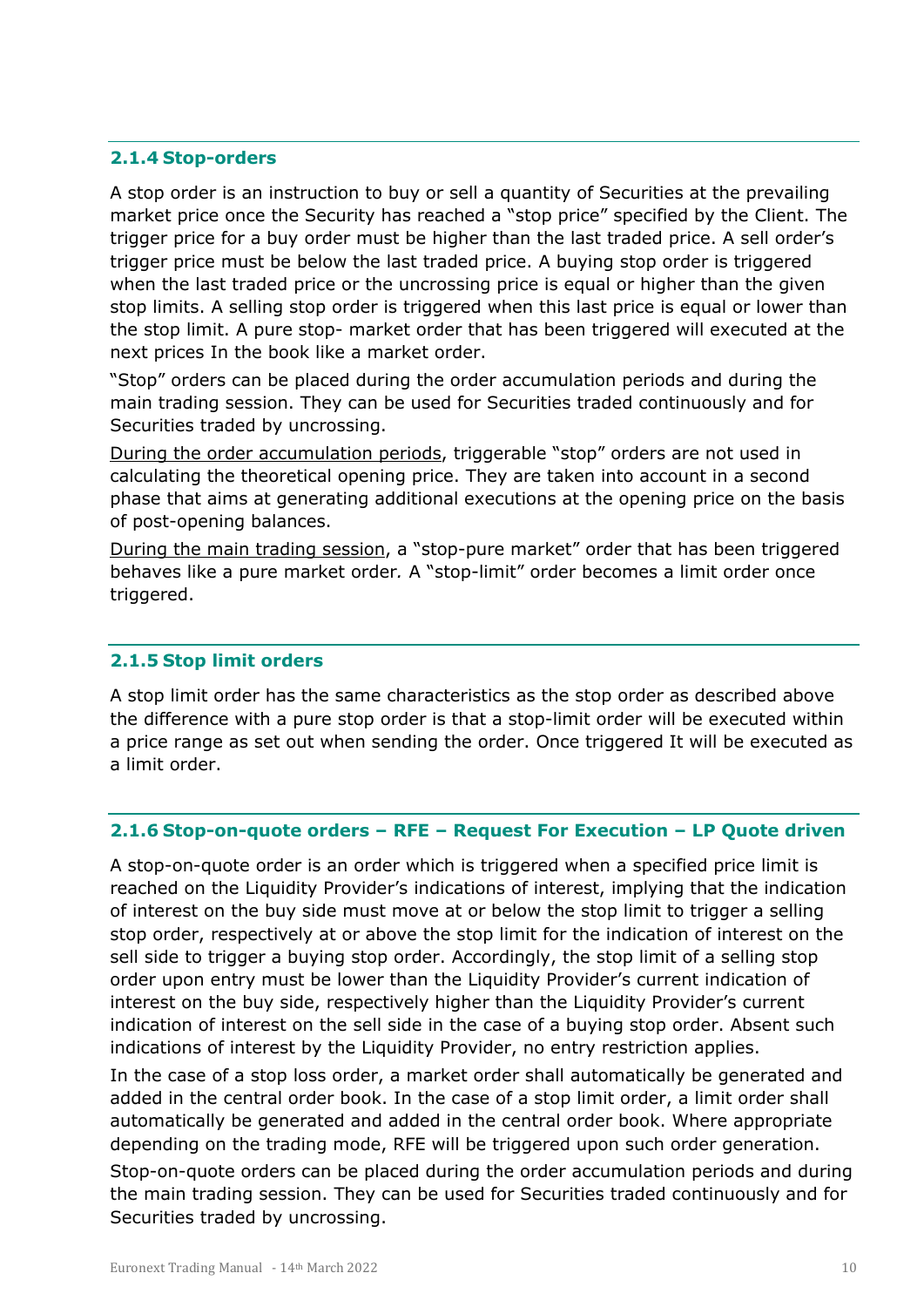### 2.1.4 Stop-orders

A stop order is an instruction to buy or sell a quantity of Securities at the prevailing market price once the Security has reached a "stop price" specified by the Client. The trigger price for a buy order must be higher than the last traded price. A sell order's trigger price must be below the last traded price. A buying stop order is triggered when the last traded price or the uncrossing price is equal or higher than the given stop limits. A selling stop order is triggered when this last price is equal or lower than the stop limit. A pure stop- market order that has been triggered will executed at the next prices In the book like a market order.

"Stop" orders can be placed during the order accumulation periods and during the main trading session. They can be used for Securities traded continuously and for Securities traded by uncrossing.

During the order accumulation periods, triggerable "stop" orders are not used in calculating the theoretical opening price. They are taken into account in a second phase that aims at generating additional executions at the opening price on the basis of post-opening balances.

During the main trading session, a "stop-pure market" order that has been triggered behaves like a pure market order. A "stop-limit" order becomes a limit order once triggered.

### 2.1.5 Stop limit orders

A stop limit order has the same characteristics as the stop order as described above the difference with a pure stop order is that a stop-limit order will be executed within a price range as set out when sending the order. Once triggered It will be executed as a limit order.

### 2.1.6 Stop-on-quote orders – RFE – Request For Execution – LP Quote driven

A stop-on-quote order is an order which is triggered when a specified price limit is reached on the Liquidity Provider's indications of interest, implying that the indication of interest on the buy side must move at or below the stop limit to trigger a selling stop order, respectively at or above the stop limit for the indication of interest on the sell side to trigger a buying stop order. Accordingly, the stop limit of a selling stop order upon entry must be lower than the Liquidity Provider's current indication of interest on the buy side, respectively higher than the Liquidity Provider's current indication of interest on the sell side in the case of a buying stop order. Absent such indications of interest by the Liquidity Provider, no entry restriction applies.

In the case of a stop loss order, a market order shall automatically be generated and added in the central order book. In the case of a stop limit order, a limit order shall automatically be generated and added in the central order book. Where appropriate depending on the trading mode, RFE will be triggered upon such order generation.

Stop-on-quote orders can be placed during the order accumulation periods and during the main trading session. They can be used for Securities traded continuously and for Securities traded by uncrossing.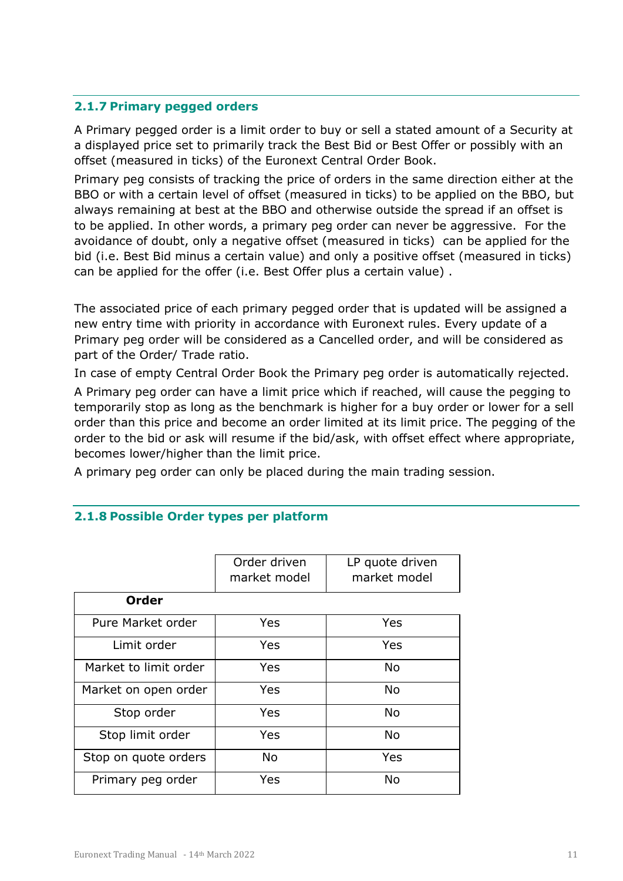### 2.1.7 Primary pegged orders

A Primary pegged order is a limit order to buy or sell a stated amount of a Security at a displayed price set to primarily track the Best Bid or Best Offer or possibly with an offset (measured in ticks) of the Euronext Central Order Book.

Primary peg consists of tracking the price of orders in the same direction either at the BBO or with a certain level of offset (measured in ticks) to be applied on the BBO, but always remaining at best at the BBO and otherwise outside the spread if an offset is to be applied. In other words, a primary peg order can never be aggressive. For the avoidance of doubt, only a negative offset (measured in ticks) can be applied for the bid (i.e. Best Bid minus a certain value) and only a positive offset (measured in ticks) can be applied for the offer (i.e. Best Offer plus a certain value) .

The associated price of each primary pegged order that is updated will be assigned a new entry time with priority in accordance with Euronext rules. Every update of a Primary peg order will be considered as a Cancelled order, and will be considered as part of the Order/ Trade ratio.

In case of empty Central Order Book the Primary peg order is automatically rejected.

A Primary peg order can have a limit price which if reached, will cause the pegging to temporarily stop as long as the benchmark is higher for a buy order or lower for a sell order than this price and become an order limited at its limit price. The pegging of the order to the bid or ask will resume if the bid/ask, with offset effect where appropriate, becomes lower/higher than the limit price.

A primary peg order can only be placed during the main trading session.

### 2.1.8 Possible Order types per platform

| | Order driven market model | LP quote driven market model |
|---|---|---|
| **Order** | | |
| Pure Market order | Yes | Yes |
| Limit order | Yes | Yes |
| Market to limit order | Yes | No |
| Market on open order | Yes | No |
| Stop order | Yes | No |
| Stop limit order | Yes | No |
| Stop on quote orders | No | Yes |
| Primary peg order | Yes | No |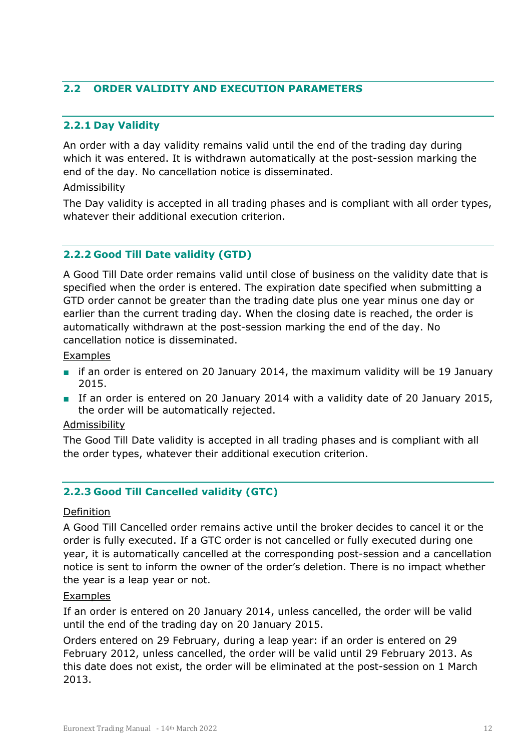## 2.2 ORDER VALIDITY AND EXECUTION PARAMETERS

### 2.2.1 Day Validity

An order with a day validity remains valid until the end of the trading day during which it was entered. It is withdrawn automatically at the post-session marking the end of the day. No cancellation notice is disseminated.

Admissibility

The Day validity is accepted in all trading phases and is compliant with all order types, whatever their additional execution criterion.

### 2.2.2 Good Till Date validity (GTD)

A Good Till Date order remains valid until close of business on the validity date that is specified when the order is entered. The expiration date specified when submitting a GTD order cannot be greater than the trading date plus one year minus one day or earlier than the current trading day. When the closing date is reached, the order is automatically withdrawn at the post-session marking the end of the day. No cancellation notice is disseminated.

Examples

- if an order is entered on 20 January 2014, the maximum validity will be 19 January 2015.
- If an order is entered on 20 January 2014 with a validity date of 20 January 2015, the order will be automatically rejected.

Admissibility

The Good Till Date validity is accepted in all trading phases and is compliant with all the order types, whatever their additional execution criterion.

### 2.2.3 Good Till Cancelled validity (GTC)

Definition

A Good Till Cancelled order remains active until the broker decides to cancel it or the order is fully executed. If a GTC order is not cancelled or fully executed during one year, it is automatically cancelled at the corresponding post-session and a cancellation notice is sent to inform the owner of the order's deletion. There is no impact whether the year is a leap year or not.

Examples

If an order is entered on 20 January 2014, unless cancelled, the order will be valid until the end of the trading day on 20 January 2015.

Orders entered on 29 February, during a leap year: if an order is entered on 29 February 2012, unless cancelled, the order will be valid until 29 February 2013. As this date does not exist, the order will be eliminated at the post-session on 1 March 2013.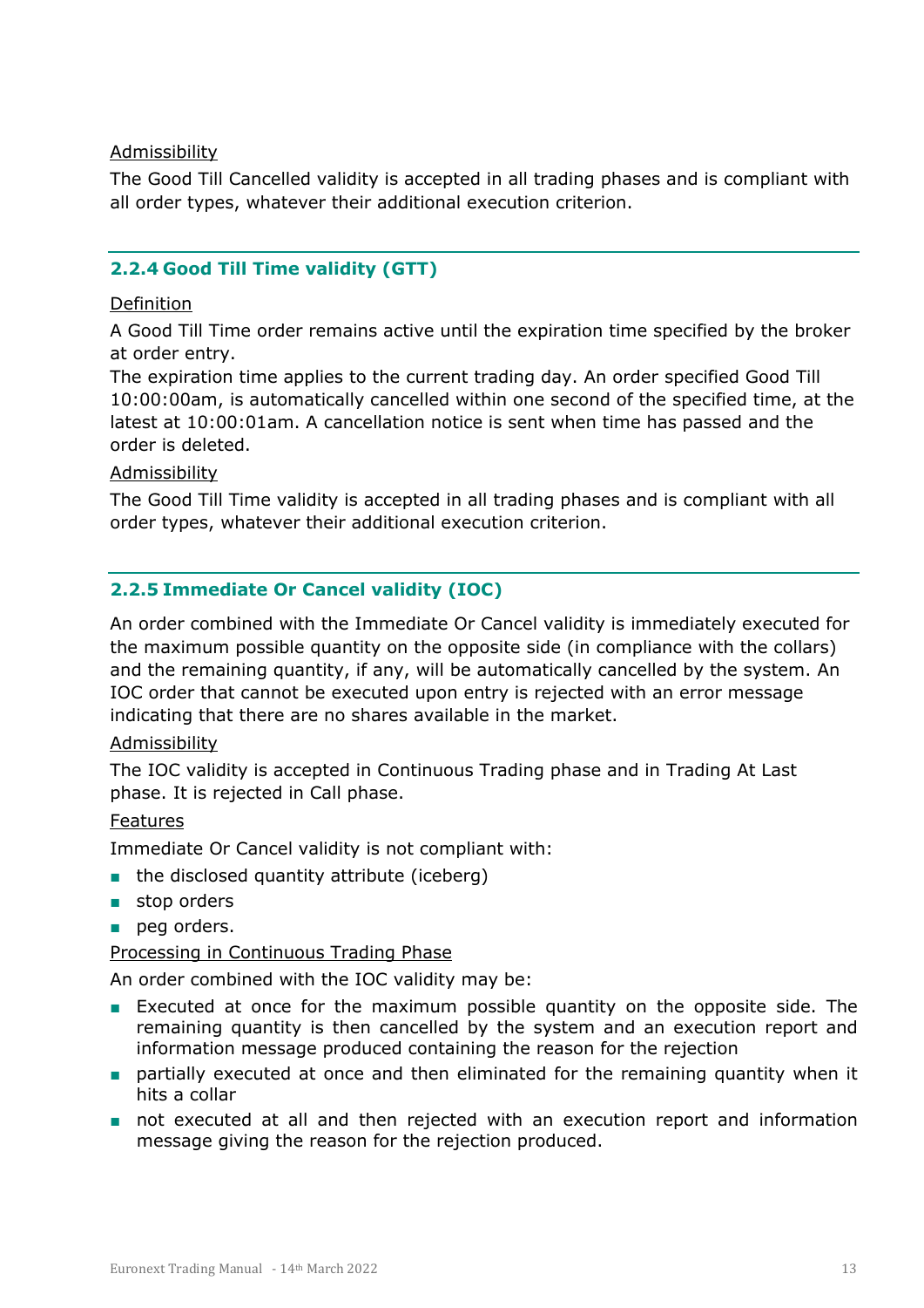Admissibility

The Good Till Cancelled validity is accepted in all trading phases and is compliant with all order types, whatever their additional execution criterion.

### 2.2.4 Good Till Time validity (GTT)

Definition

A Good Till Time order remains active until the expiration time specified by the broker at order entry.

The expiration time applies to the current trading day. An order specified Good Till 10:00:00am, is automatically cancelled within one second of the specified time, at the latest at 10:00:01am. A cancellation notice is sent when time has passed and the order is deleted.

Admissibility

The Good Till Time validity is accepted in all trading phases and is compliant with all order types, whatever their additional execution criterion.

### 2.2.5 Immediate Or Cancel validity (IOC)

An order combined with the Immediate Or Cancel validity is immediately executed for the maximum possible quantity on the opposite side (in compliance with the collars) and the remaining quantity, if any, will be automatically cancelled by the system. An IOC order that cannot be executed upon entry is rejected with an error message indicating that there are no shares available in the market.

Admissibility

The IOC validity is accepted in Continuous Trading phase and in Trading At Last phase. It is rejected in Call phase.

Features

Immediate Or Cancel validity is not compliant with:

- the disclosed quantity attribute (iceberg)
- stop orders
- peg orders.

Processing in Continuous Trading Phase

An order combined with the IOC validity may be:

- Executed at once for the maximum possible quantity on the opposite side. The remaining quantity is then cancelled by the system and an execution report and information message produced containing the reason for the rejection
- partially executed at once and then eliminated for the remaining quantity when it hits a collar
- not executed at all and then rejected with an execution report and information message giving the reason for the rejection produced.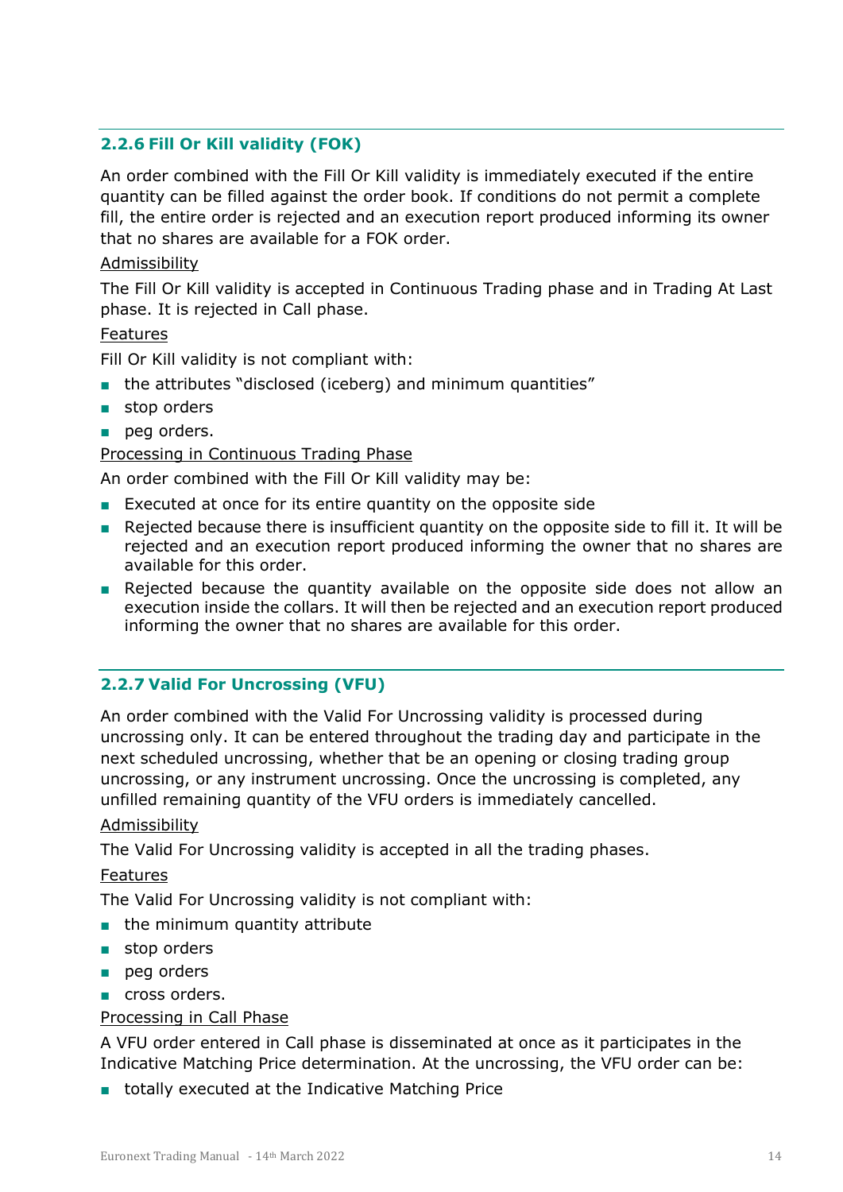### 2.2.6 Fill Or Kill validity (FOK)

An order combined with the Fill Or Kill validity is immediately executed if the entire quantity can be filled against the order book. If conditions do not permit a complete fill, the entire order is rejected and an execution report produced informing its owner that no shares are available for a FOK order.

Admissibility

The Fill Or Kill validity is accepted in Continuous Trading phase and in Trading At Last phase. It is rejected in Call phase.

Features

Fill Or Kill validity is not compliant with:

- the attributes "disclosed (iceberg) and minimum quantities"
- stop orders
- peg orders.

Processing in Continuous Trading Phase

An order combined with the Fill Or Kill validity may be:

- Executed at once for its entire quantity on the opposite side
- Rejected because there is insufficient quantity on the opposite side to fill it. It will be rejected and an execution report produced informing the owner that no shares are available for this order.
- Rejected because the quantity available on the opposite side does not allow an execution inside the collars. It will then be rejected and an execution report produced informing the owner that no shares are available for this order.

### 2.2.7 Valid For Uncrossing (VFU)

An order combined with the Valid For Uncrossing validity is processed during uncrossing only. It can be entered throughout the trading day and participate in the next scheduled uncrossing, whether that be an opening or closing trading group uncrossing, or any instrument uncrossing. Once the uncrossing is completed, any unfilled remaining quantity of the VFU orders is immediately cancelled.

Admissibility

The Valid For Uncrossing validity is accepted in all the trading phases.

Features

The Valid For Uncrossing validity is not compliant with:

- the minimum quantity attribute
- stop orders
- peg orders
- cross orders.

Processing in Call Phase

A VFU order entered in Call phase is disseminated at once as it participates in the Indicative Matching Price determination. At the uncrossing, the VFU order can be:

- totally executed at the Indicative Matching Price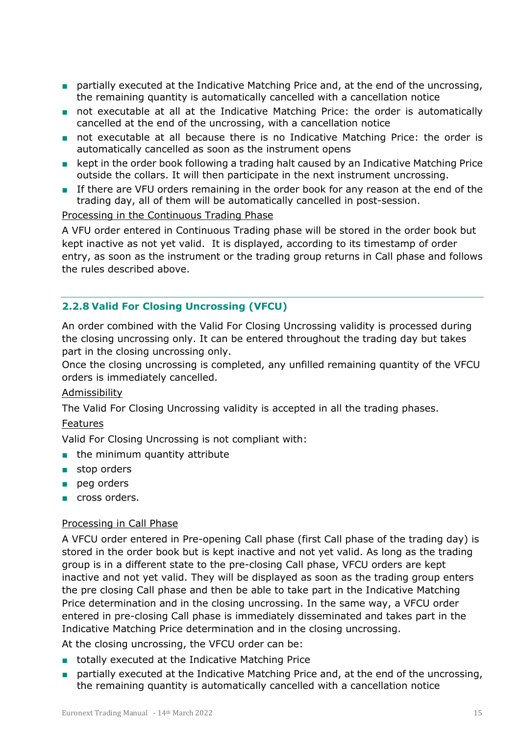- partially executed at the Indicative Matching Price and, at the end of the uncrossing, the remaining quantity is automatically cancelled with a cancellation notice
- not executable at all at the Indicative Matching Price: the order is automatically cancelled at the end of the uncrossing, with a cancellation notice
- not executable at all because there is no Indicative Matching Price: the order is automatically cancelled as soon as the instrument opens
- kept in the order book following a trading halt caused by an Indicative Matching Price outside the collars. It will then participate in the next instrument uncrossing.
- If there are VFU orders remaining in the order book for any reason at the end of the trading day, all of them will be automatically cancelled in post-session.

Processing in the Continuous Trading Phase

A VFU order entered in Continuous Trading phase will be stored in the order book but kept inactive as not yet valid. It is displayed, according to its timestamp of order entry, as soon as the instrument or the trading group returns in Call phase and follows the rules described above.

### 2.2.8 Valid For Closing Uncrossing (VFCU)

An order combined with the Valid For Closing Uncrossing validity is processed during the closing uncrossing only. It can be entered throughout the trading day but takes part in the closing uncrossing only.
Once the closing uncrossing is completed, any unfilled remaining quantity of the VFCU orders is immediately cancelled.

Admissibility

The Valid For Closing Uncrossing validity is accepted in all the trading phases.

Features

Valid For Closing Uncrossing is not compliant with:

- the minimum quantity attribute
- stop orders
- peg orders
- cross orders.

Processing in Call Phase

A VFCU order entered in Pre-opening Call phase (first Call phase of the trading day) is stored in the order book but is kept inactive and not yet valid. As long as the trading group is in a different state to the pre-closing Call phase, VFCU orders are kept inactive and not yet valid. They will be displayed as soon as the trading group enters the pre closing Call phase and then be able to take part in the Indicative Matching Price determination and in the closing uncrossing. In the same way, a VFCU order entered in pre-closing Call phase is immediately disseminated and takes part in the Indicative Matching Price determination and in the closing uncrossing.

At the closing uncrossing, the VFCU order can be:

- totally executed at the Indicative Matching Price
- partially executed at the Indicative Matching Price and, at the end of the uncrossing, the remaining quantity is automatically cancelled with a cancellation notice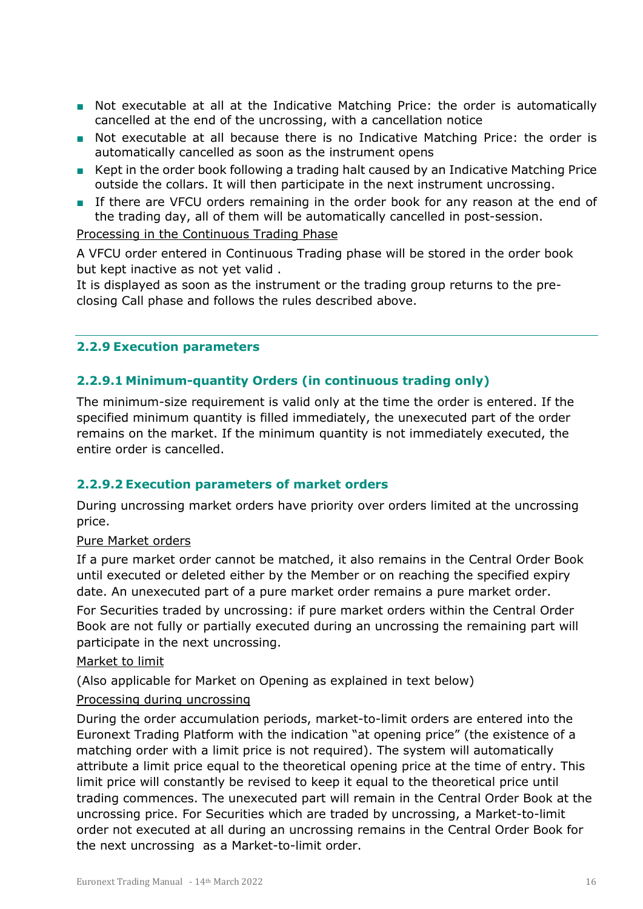- Not executable at all at the Indicative Matching Price: the order is automatically cancelled at the end of the uncrossing, with a cancellation notice
- Not executable at all because there is no Indicative Matching Price: the order is automatically cancelled as soon as the instrument opens
- Kept in the order book following a trading halt caused by an Indicative Matching Price outside the collars. It will then participate in the next instrument uncrossing.
- If there are VFCU orders remaining in the order book for any reason at the end of the trading day, all of them will be automatically cancelled in post-session.

Processing in the Continuous Trading Phase

A VFCU order entered in Continuous Trading phase will be stored in the order book but kept inactive as not yet valid .
It is displayed as soon as the instrument or the trading group returns to the pre-closing Call phase and follows the rules described above.

### 2.2.9 Execution parameters

#### 2.2.9.1 Minimum-quantity Orders (in continuous trading only)

The minimum-size requirement is valid only at the time the order is entered. If the specified minimum quantity is filled immediately, the unexecuted part of the order remains on the market. If the minimum quantity is not immediately executed, the entire order is cancelled.

#### 2.2.9.2 Execution parameters of market orders

During uncrossing market orders have priority over orders limited at the uncrossing price.

Pure Market orders

If a pure market order cannot be matched, it also remains in the Central Order Book until executed or deleted either by the Member or on reaching the specified expiry date. An unexecuted part of a pure market order remains a pure market order.

For Securities traded by uncrossing: if pure market orders within the Central Order Book are not fully or partially executed during an uncrossing the remaining part will participate in the next uncrossing.

Market to limit

(Also applicable for Market on Opening as explained in text below)

Processing during uncrossing

During the order accumulation periods, market-to-limit orders are entered into the Euronext Trading Platform with the indication "at opening price" (the existence of a matching order with a limit price is not required). The system will automatically attribute a limit price equal to the theoretical opening price at the time of entry. This limit price will constantly be revised to keep it equal to the theoretical price until trading commences. The unexecuted part will remain in the Central Order Book at the uncrossing price. For Securities which are traded by uncrossing, a Market-to-limit order not executed at all during an uncrossing remains in the Central Order Book for the next uncrossing as a Market-to-limit order.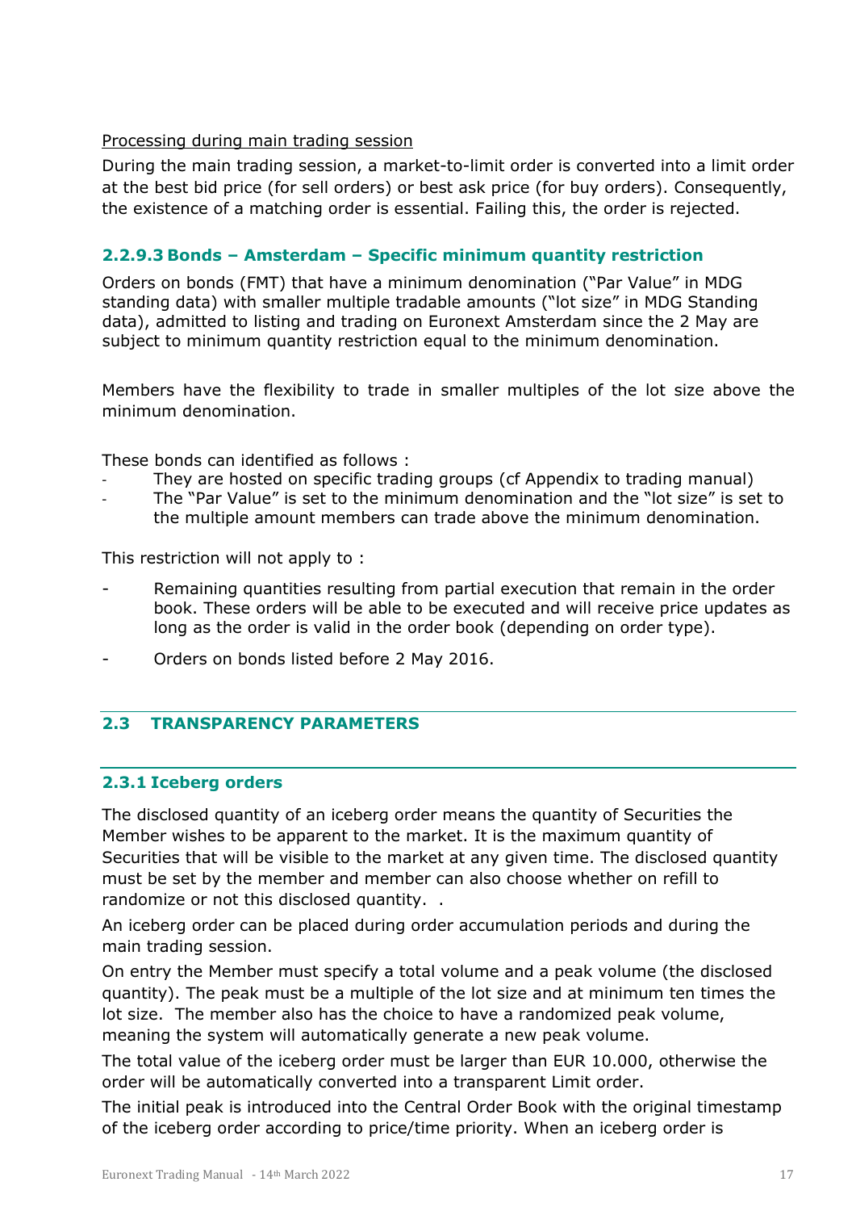<u>Processing during main trading session</u>

During the main trading session, a market-to-limit order is converted into a limit order at the best bid price (for sell orders) or best ask price (for buy orders). Consequently, the existence of a matching order is essential. Failing this, the order is rejected.

#### 2.2.9.3 Bonds – Amsterdam – Specific minimum quantity restriction

Orders on bonds (FMT) that have a minimum denomination ("Par Value" in MDG standing data) with smaller multiple tradable amounts ("lot size" in MDG Standing data), admitted to listing and trading on Euronext Amsterdam since the 2 May are subject to minimum quantity restriction equal to the minimum denomination.

Members have the flexibility to trade in smaller multiples of the lot size above the minimum denomination.

These bonds can identified as follows :

- They are hosted on specific trading groups (cf Appendix to trading manual)
- The "Par Value" is set to the minimum denomination and the "lot size" is set to the multiple amount members can trade above the minimum denomination.

This restriction will not apply to :

- Remaining quantities resulting from partial execution that remain in the order book. These orders will be able to be executed and will receive price updates as long as the order is valid in the order book (depending on order type).
- Orders on bonds listed before 2 May 2016.

## 2.3 TRANSPARENCY PARAMETERS

### 2.3.1 Iceberg orders

The disclosed quantity of an iceberg order means the quantity of Securities the Member wishes to be apparent to the market. It is the maximum quantity of Securities that will be visible to the market at any given time. The disclosed quantity must be set by the member and member can also choose whether on refill to randomize or not this disclosed quantity. .

An iceberg order can be placed during order accumulation periods and during the main trading session.

On entry the Member must specify a total volume and a peak volume (the disclosed quantity). The peak must be a multiple of the lot size and at minimum ten times the lot size. The member also has the choice to have a randomized peak volume, meaning the system will automatically generate a new peak volume.

The total value of the iceberg order must be larger than EUR 10.000, otherwise the order will be automatically converted into a transparent Limit order.

The initial peak is introduced into the Central Order Book with the original timestamp of the iceberg order according to price/time priority. When an iceberg order is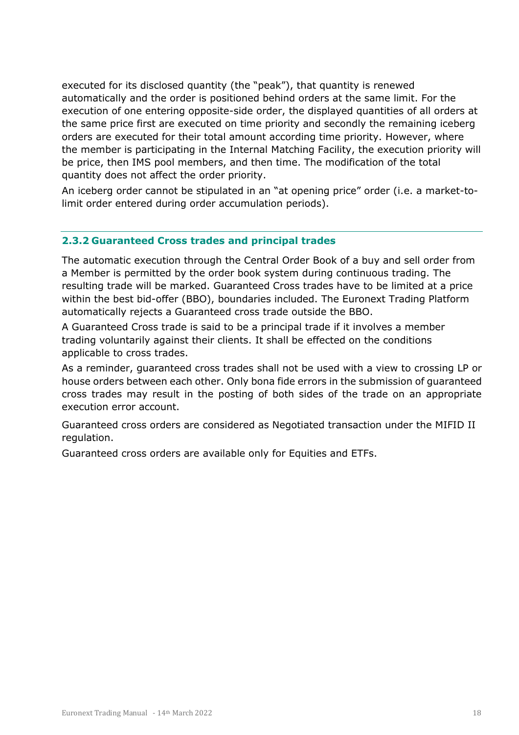executed for its disclosed quantity (the "peak"), that quantity is renewed automatically and the order is positioned behind orders at the same limit. For the execution of one entering opposite-side order, the displayed quantities of all orders at the same price first are executed on time priority and secondly the remaining iceberg orders are executed for their total amount according time priority. However, where the member is participating in the Internal Matching Facility, the execution priority will be price, then IMS pool members, and then time. The modification of the total quantity does not affect the order priority.

An iceberg order cannot be stipulated in an "at opening price" order (i.e. a market-to-limit order entered during order accumulation periods).

### 2.3.2 Guaranteed Cross trades and principal trades

The automatic execution through the Central Order Book of a buy and sell order from a Member is permitted by the order book system during continuous trading. The resulting trade will be marked. Guaranteed Cross trades have to be limited at a price within the best bid-offer (BBO), boundaries included. The Euronext Trading Platform automatically rejects a Guaranteed cross trade outside the BBO.

A Guaranteed Cross trade is said to be a principal trade if it involves a member trading voluntarily against their clients. It shall be effected on the conditions applicable to cross trades.

As a reminder, guaranteed cross trades shall not be used with a view to crossing LP or house orders between each other. Only bona fide errors in the submission of guaranteed cross trades may result in the posting of both sides of the trade on an appropriate execution error account.

Guaranteed cross orders are considered as Negotiated transaction under the MIFID II regulation.

Guaranteed cross orders are available only for Equities and ETFs.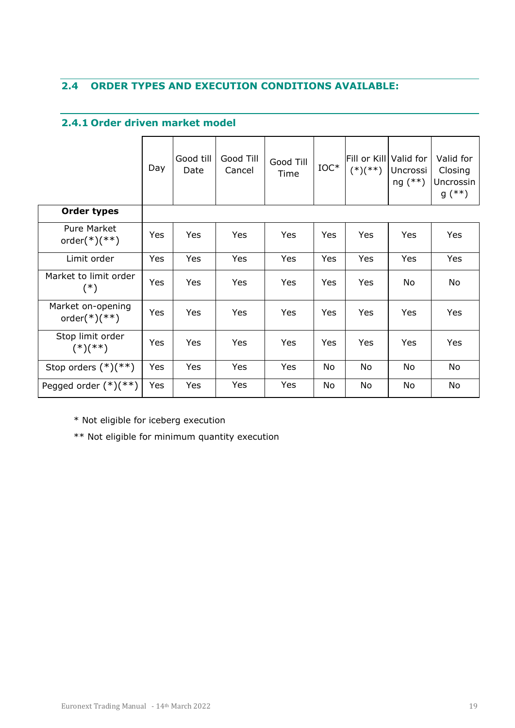## 2.4 ORDER TYPES AND EXECUTION CONDITIONS AVAILABLE:

### 2.4.1 Order driven market model

| Order types | Day | Good till Date | Good Till Cancel | Good Till Time | IOC* | Fill or Kill (*)(**) | Valid for Uncrossing (**) | Valid for Closing Uncrossing (**) |
|---|---|---|---|---|---|---|---|---|
| Pure Market order(*)(**) | Yes | Yes | Yes | Yes | Yes | Yes | Yes | Yes |
| Limit order | Yes | Yes | Yes | Yes | Yes | Yes | Yes | Yes |
| Market to limit order (*) | Yes | Yes | Yes | Yes | Yes | Yes | No | No |
| Market on-opening order(*)(**) | Yes | Yes | Yes | Yes | Yes | Yes | Yes | Yes |
| Stop limit order (*)(**) | Yes | Yes | Yes | Yes | Yes | Yes | Yes | Yes |
| Stop orders (*)(**) | Yes | Yes | Yes | Yes | No | No | No | No |
| Pegged order (*)(**) | Yes | Yes | Yes | Yes | No | No | No | No |

\* Not eligible for iceberg execution

** Not eligible for minimum quantity execution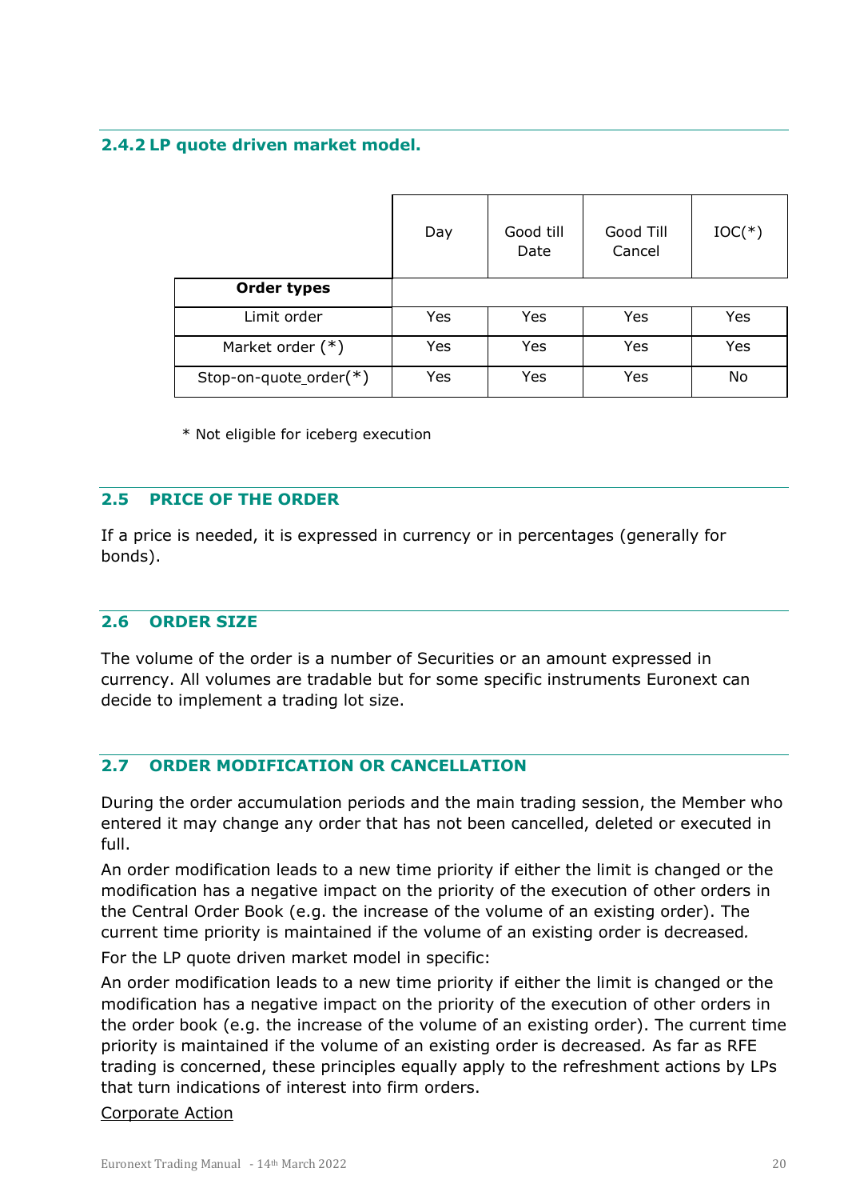### 2.4.2 LP quote driven market model.

| Order types | Day | Good till Date | Good Till Cancel | IOC(*) |
|---|---|---|---|---|
| Limit order | Yes | Yes | Yes | Yes |
| Market order (*) | Yes | Yes | Yes | Yes |
| Stop-on-quote_order(*) | Yes | Yes | Yes | No |

* Not eligible for iceberg execution

## 2.5 PRICE OF THE ORDER

If a price is needed, it is expressed in currency or in percentages (generally for bonds).

## 2.6 ORDER SIZE

The volume of the order is a number of Securities or an amount expressed in currency. All volumes are tradable but for some specific instruments Euronext can decide to implement a trading lot size.

## 2.7 ORDER MODIFICATION OR CANCELLATION

During the order accumulation periods and the main trading session, the Member who entered it may change any order that has not been cancelled, deleted or executed in full.

An order modification leads to a new time priority if either the limit is changed or the modification has a negative impact on the priority of the execution of other orders in the Central Order Book (e.g. the increase of the volume of an existing order). The current time priority is maintained if the volume of an existing order is decreased.

For the LP quote driven market model in specific:

An order modification leads to a new time priority if either the limit is changed or the modification has a negative impact on the priority of the execution of other orders in the order book (e.g. the increase of the volume of an existing order). The current time priority is maintained if the volume of an existing order is decreased. As far as RFE trading is concerned, these principles equally apply to the refreshment actions by LPs that turn indications of interest into firm orders.

<u>Corporate Action</u>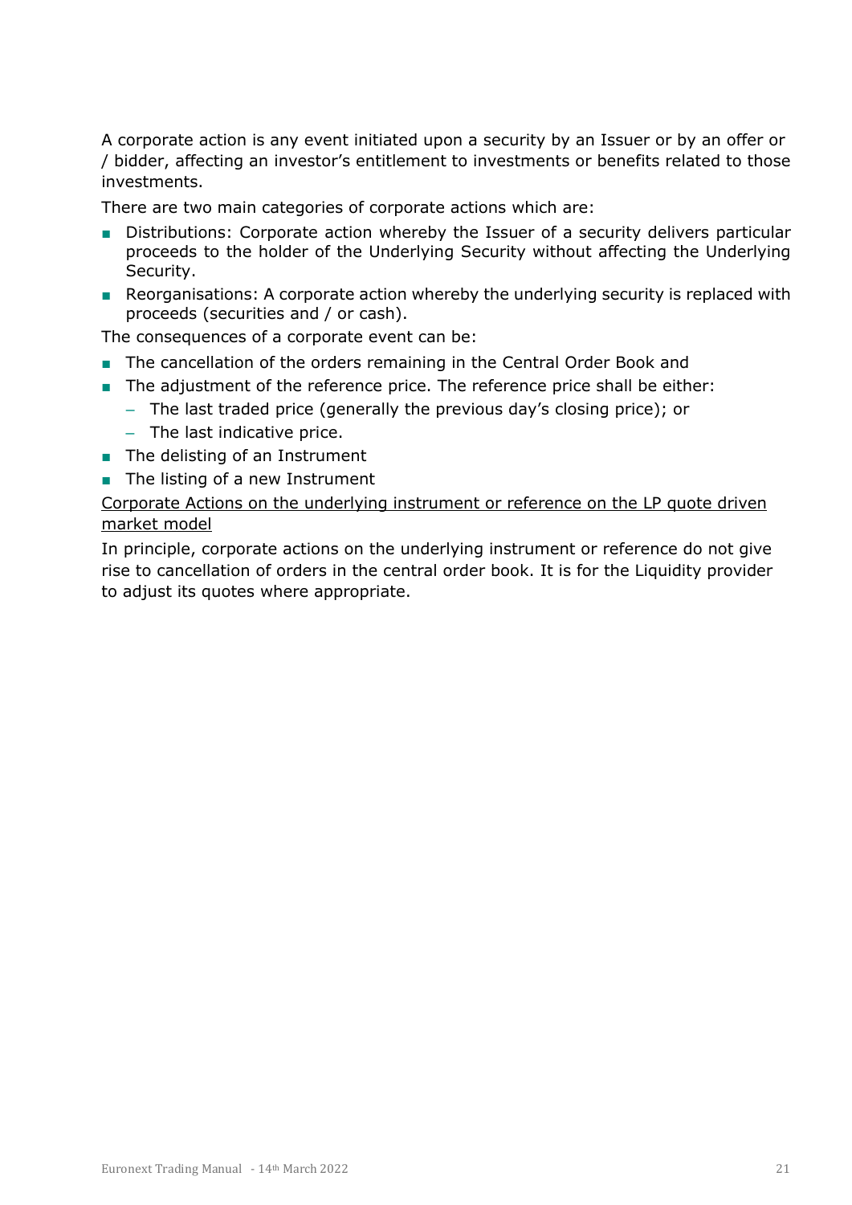A corporate action is any event initiated upon a security by an Issuer or by an offer or / bidder, affecting an investor's entitlement to investments or benefits related to those investments.

There are two main categories of corporate actions which are:

- Distributions: Corporate action whereby the Issuer of a security delivers particular proceeds to the holder of the Underlying Security without affecting the Underlying Security.
- Reorganisations: A corporate action whereby the underlying security is replaced with proceeds (securities and / or cash).

The consequences of a corporate event can be:

- The cancellation of the orders remaining in the Central Order Book and
- The adjustment of the reference price. The reference price shall be either:
  - The last traded price (generally the previous day's closing price); or
  - The last indicative price.
- The delisting of an Instrument
- The listing of a new Instrument

<u>Corporate Actions on the underlying instrument or reference on the LP quote driven market model</u>

In principle, corporate actions on the underlying instrument or reference do not give rise to cancellation of orders in the central order book. It is for the Liquidity provider to adjust its quotes where appropriate.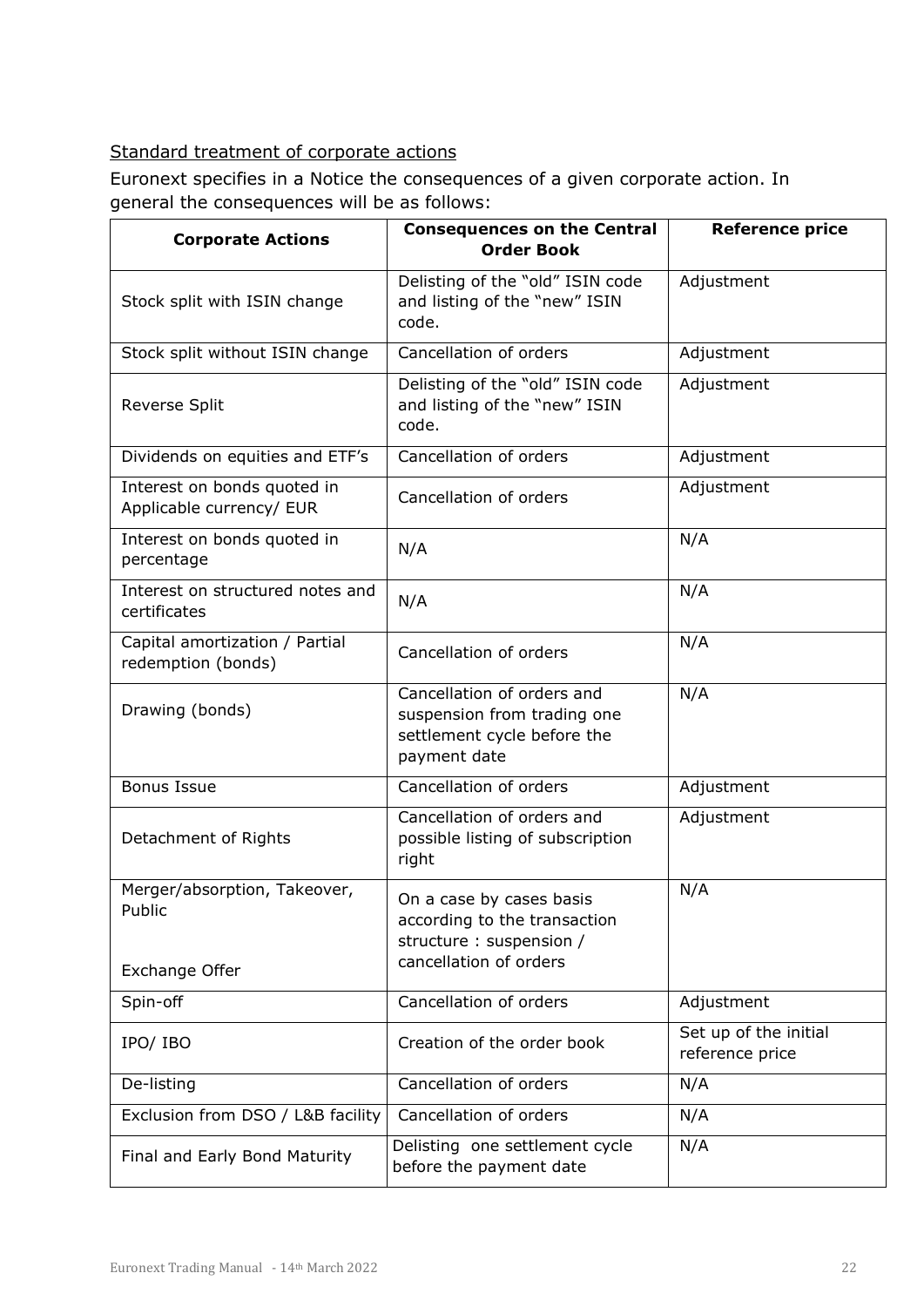<u>Standard treatment of corporate actions</u>

Euronext specifies in a Notice the consequences of a given corporate action. In general the consequences will be as follows:

| Corporate Actions | Consequences on the Central Order Book | Reference price |
|---|---|---|
| Stock split with ISIN change | Delisting of the “old” ISIN code and listing of the “new” ISIN code. | Adjustment |
| Stock split without ISIN change | Cancellation of orders | Adjustment |
| Reverse Split | Delisting of the “old” ISIN code and listing of the “new” ISIN code. | Adjustment |
| Dividends on equities and ETF’s | Cancellation of orders | Adjustment |
| Interest on bonds quoted in Applicable currency/ EUR | Cancellation of orders | Adjustment |
| Interest on bonds quoted in percentage | N/A | N/A |
| Interest on structured notes and certificates | N/A | N/A |
| Capital amortization / Partial redemption (bonds) | Cancellation of orders | N/A |
| Drawing (bonds) | Cancellation of orders and suspension from trading one settlement cycle before the payment date | N/A |
| Bonus Issue | Cancellation of orders | Adjustment |
| Detachment of Rights | Cancellation of orders and possible listing of subscription right | Adjustment |
| Merger/absorption, Takeover, Public Exchange Offer | On a case by cases basis according to the transaction structure : suspension / cancellation of orders | N/A |
| Spin-off | Cancellation of orders | Adjustment |
| IPO/ IBO | Creation of the order book | Set up of the initial reference price |
| De-listing | Cancellation of orders | N/A |
| Exclusion from DSO / L&B facility | Cancellation of orders | N/A |
| Final and Early Bond Maturity | Delisting one settlement cycle before the payment date | N/A |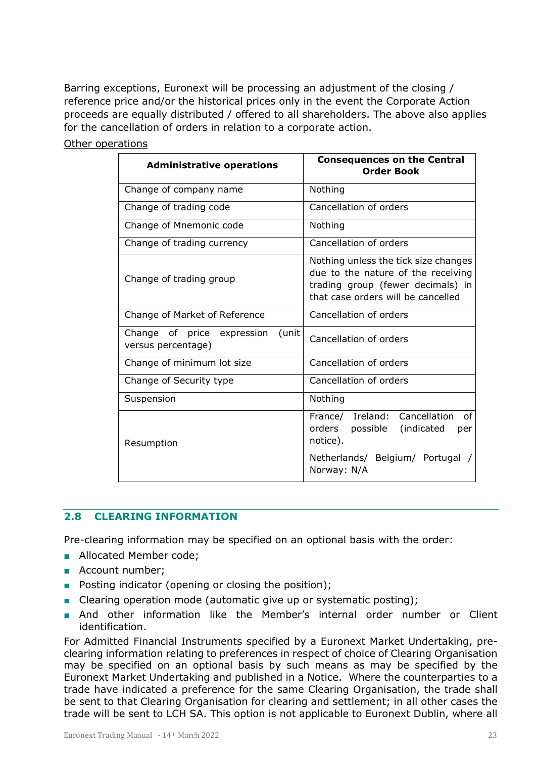Barring exceptions, Euronext will be processing an adjustment of the closing / reference price and/or the historical prices only in the event the Corporate Action proceeds are equally distributed / offered to all shareholders. The above also applies for the cancellation of orders in relation to a corporate action.

Other operations

| Administrative operations | Consequences on the Central Order Book |
|---|---|
| Change of company name | Nothing |
| Change of trading code | Cancellation of orders |
| Change of Mnemonic code | Nothing |
| Change of trading currency | Cancellation of orders |
| Change of trading group | Nothing unless the tick size changes due to the nature of the receiving trading group (fewer decimals) in that case orders will be cancelled |
| Change of Market of Reference | Cancellation of orders |
| Change of price expression (unit versus percentage) | Cancellation of orders |
| Change of minimum lot size | Cancellation of orders |
| Change of Security type | Cancellation of orders |
| Suspension | Nothing |
| Resumption | France/ Ireland: Cancellation of orders possible (indicated per notice).<br><br>Netherlands/ Belgium/ Portugal / Norway: N/A |

## 2.8 CLEARING INFORMATION

Pre-clearing information may be specified on an optional basis with the order:

- Allocated Member code;
- Account number;
- Posting indicator (opening or closing the position);
- Clearing operation mode (automatic give up or systematic posting);
- And other information like the Member's internal order number or Client identification.

For Admitted Financial Instruments specified by a Euronext Market Undertaking, pre-clearing information relating to preferences in respect of choice of Clearing Organisation may be specified on an optional basis by such means as may be specified by the Euronext Market Undertaking and published in a Notice. Where the counterparties to a trade have indicated a preference for the same Clearing Organisation, the trade shall be sent to that Clearing Organisation for clearing and settlement; in all other cases the trade will be sent to LCH SA. This option is not applicable to Euronext Dublin, where all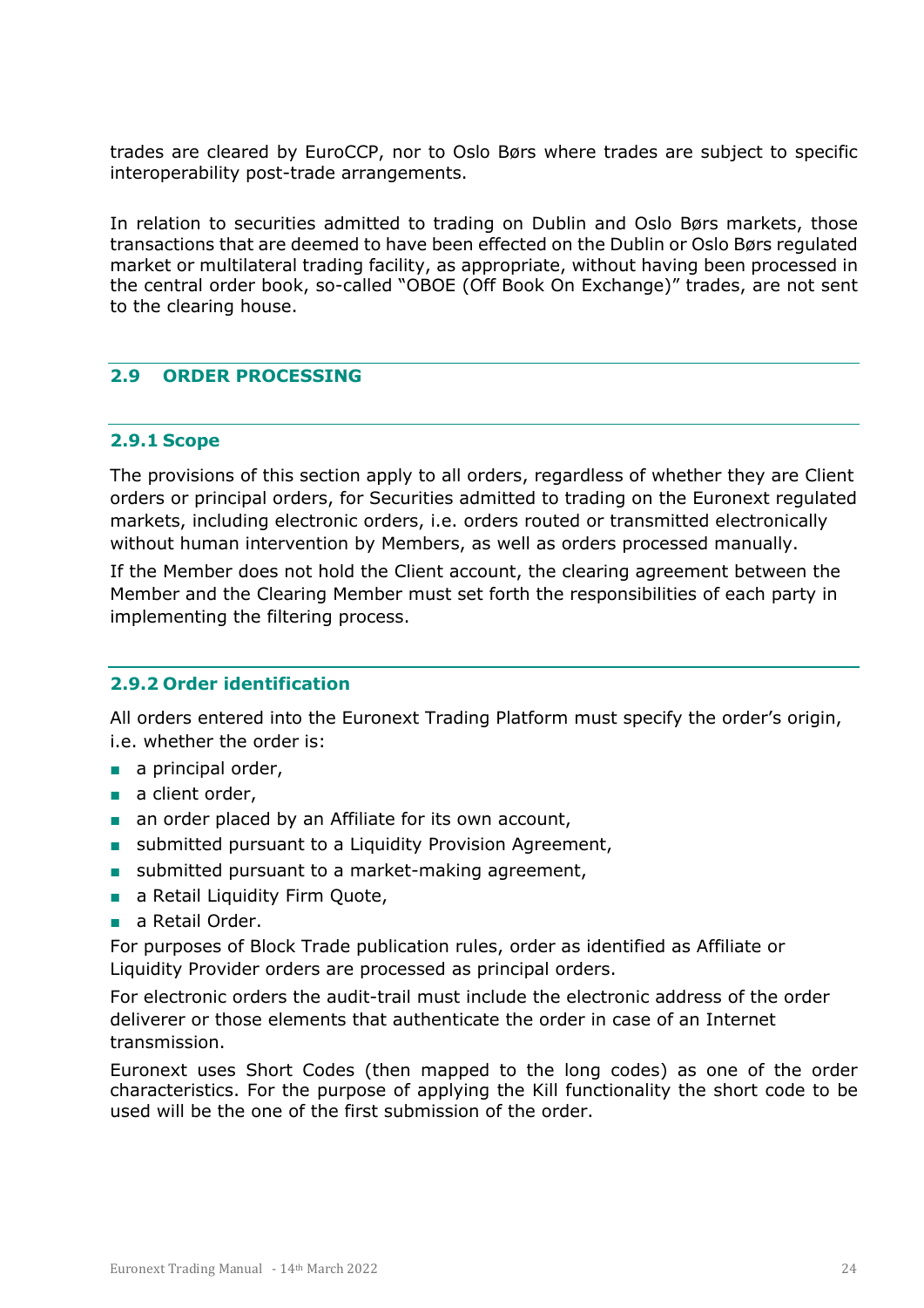trades are cleared by EuroCCP, nor to Oslo Børs where trades are subject to specific interoperability post-trade arrangements.

In relation to securities admitted to trading on Dublin and Oslo Børs markets, those transactions that are deemed to have been effected on the Dublin or Oslo Børs regulated market or multilateral trading facility, as appropriate, without having been processed in the central order book, so-called "OBOE (Off Book On Exchange)" trades, are not sent to the clearing house.

## 2.9 ORDER PROCESSING

### 2.9.1 Scope

The provisions of this section apply to all orders, regardless of whether they are Client orders or principal orders, for Securities admitted to trading on the Euronext regulated markets, including electronic orders, i.e. orders routed or transmitted electronically without human intervention by Members, as well as orders processed manually.

If the Member does not hold the Client account, the clearing agreement between the Member and the Clearing Member must set forth the responsibilities of each party in implementing the filtering process.

### 2.9.2 Order identification

All orders entered into the Euronext Trading Platform must specify the order's origin, i.e. whether the order is:

- a principal order,
- a client order,
- an order placed by an Affiliate for its own account,
- submitted pursuant to a Liquidity Provision Agreement,
- submitted pursuant to a market-making agreement,
- a Retail Liquidity Firm Quote,
- a Retail Order.

For purposes of Block Trade publication rules, order as identified as Affiliate or Liquidity Provider orders are processed as principal orders.

For electronic orders the audit-trail must include the electronic address of the order deliverer or those elements that authenticate the order in case of an Internet transmission.

Euronext uses Short Codes (then mapped to the long codes) as one of the order characteristics. For the purpose of applying the Kill functionality the short code to be used will be the one of the first submission of the order.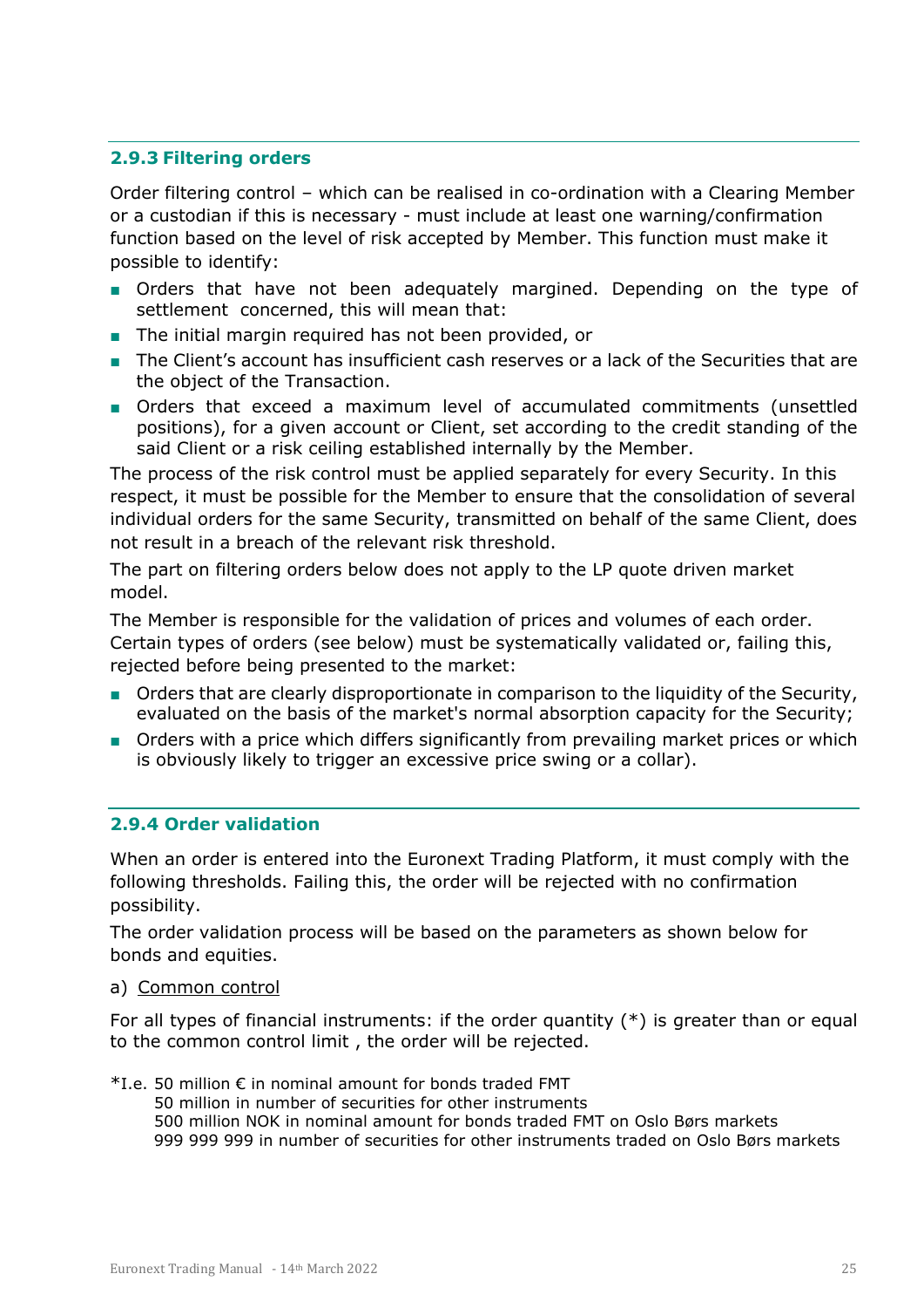### 2.9.3 Filtering orders

Order filtering control – which can be realised in co-ordination with a Clearing Member or a custodian if this is necessary - must include at least one warning/confirmation function based on the level of risk accepted by Member. This function must make it possible to identify:

- Orders that have not been adequately margined. Depending on the type of settlement concerned, this will mean that:
- The initial margin required has not been provided, or
- The Client's account has insufficient cash reserves or a lack of the Securities that are the object of the Transaction.
- Orders that exceed a maximum level of accumulated commitments (unsettled positions), for a given account or Client, set according to the credit standing of the said Client or a risk ceiling established internally by the Member.

The process of the risk control must be applied separately for every Security. In this respect, it must be possible for the Member to ensure that the consolidation of several individual orders for the same Security, transmitted on behalf of the same Client, does not result in a breach of the relevant risk threshold.

The part on filtering orders below does not apply to the LP quote driven market model.

The Member is responsible for the validation of prices and volumes of each order. Certain types of orders (see below) must be systematically validated or, failing this, rejected before being presented to the market:

- Orders that are clearly disproportionate in comparison to the liquidity of the Security, evaluated on the basis of the market's normal absorption capacity for the Security;
- Orders with a price which differs significantly from prevailing market prices or which is obviously likely to trigger an excessive price swing or a collar).

### 2.9.4 Order validation

When an order is entered into the Euronext Trading Platform, it must comply with the following thresholds. Failing this, the order will be rejected with no confirmation possibility.

The order validation process will be based on the parameters as shown below for bonds and equities.

a) Common control

For all types of financial instruments: if the order quantity (*) is greater than or equal to the common control limit , the order will be rejected.

*I.e. 50 million € in nominal amount for bonds traded FMT
50 million in number of securities for other instruments
500 million NOK in nominal amount for bonds traded FMT on Oslo Børs markets
999 999 999 in number of securities for other instruments traded on Oslo Børs markets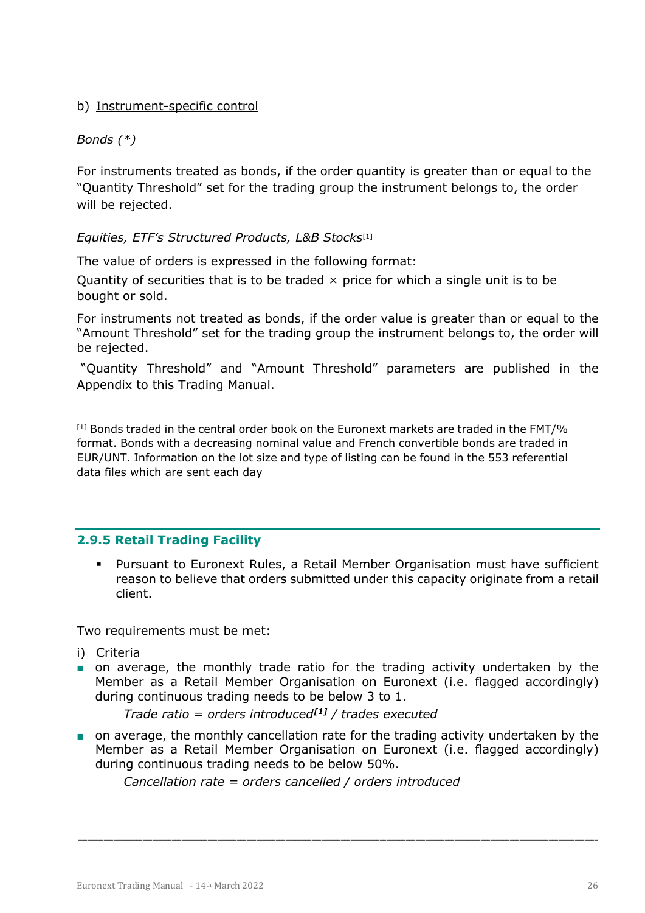b) <u>Instrument-specific control</u>

*Bonds (*)*

For instruments treated as bonds, if the order quantity is greater than or equal to the "Quantity Threshold" set for the trading group the instrument belongs to, the order will be rejected.

*Equities, ETF's Structured Products, L&B Stocks*[1]

The value of orders is expressed in the following format:

Quantity of securities that is to be traded × price for which a single unit is to be bought or sold.

For instruments not treated as bonds, if the order value is greater than or equal to the "Amount Threshold" set for the trading group the instrument belongs to, the order will be rejected.

"Quantity Threshold" and "Amount Threshold" parameters are published in the Appendix to this Trading Manual.

[1] Bonds traded in the central order book on the Euronext markets are traded in the FMT/% format. Bonds with a decreasing nominal value and French convertible bonds are traded in EUR/UNT. Information on the lot size and type of listing can be found in the 553 referential data files which are sent each day

### 2.9.5 Retail Trading Facility

- Pursuant to Euronext Rules, a Retail Member Organisation must have sufficient reason to believe that orders submitted under this capacity originate from a retail client.

Two requirements must be met:

i) Criteria

- on average, the monthly trade ratio for the trading activity undertaken by the Member as a Retail Member Organisation on Euronext (i.e. flagged accordingly) during continuous trading needs to be below 3 to 1.

  *Trade ratio = orders introduced*[1] */ trades executed*

- on average, the monthly cancellation rate for the trading activity undertaken by the Member as a Retail Member Organisation on Euronext (i.e. flagged accordingly) during continuous trading needs to be below 50%.

  *Cancellation rate = orders cancelled / orders introduced*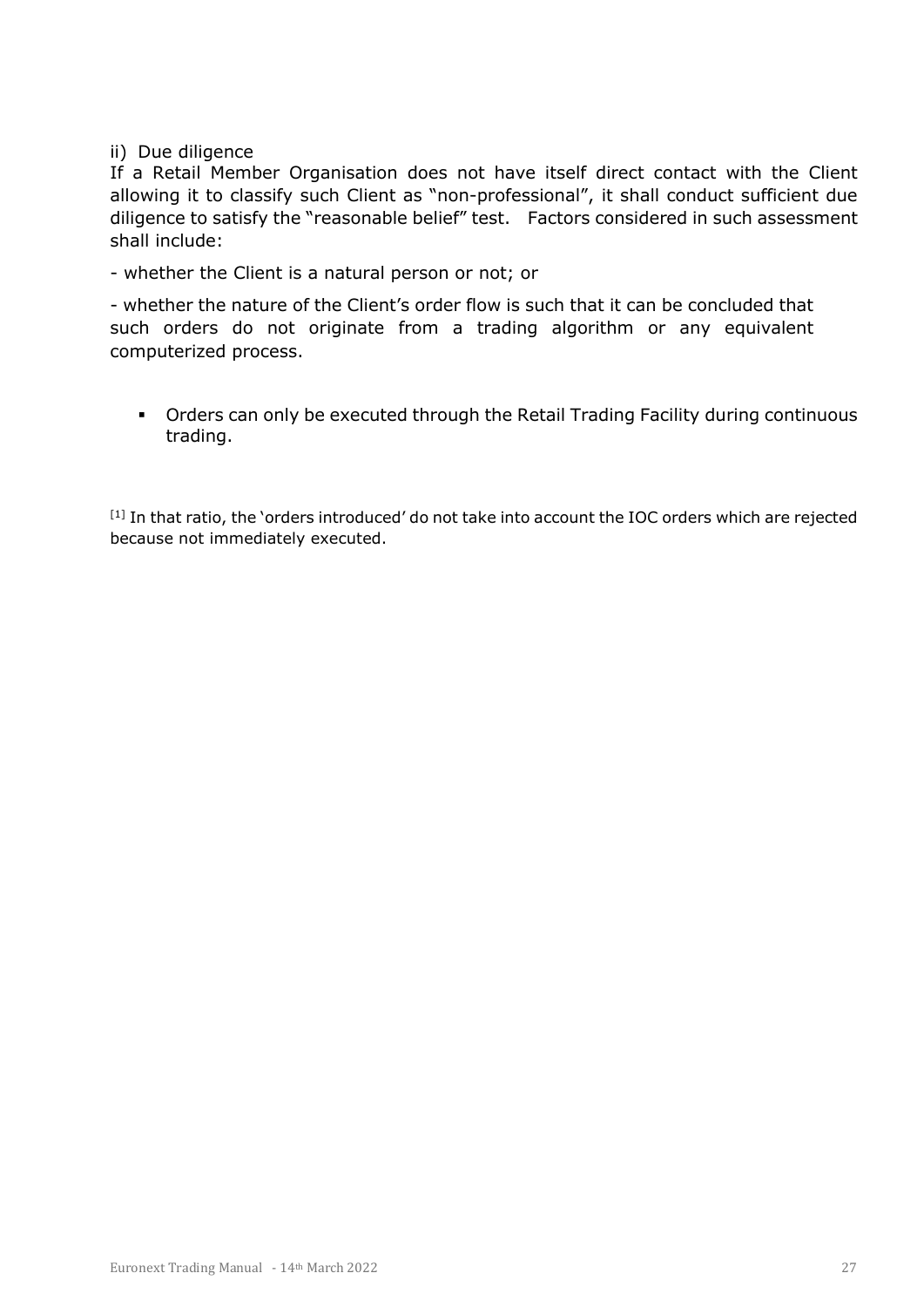ii) Due diligence

If a Retail Member Organisation does not have itself direct contact with the Client allowing it to classify such Client as "non-professional", it shall conduct sufficient due diligence to satisfy the "reasonable belief" test. Factors considered in such assessment shall include:

- whether the Client is a natural person or not; or

- whether the nature of the Client's order flow is such that it can be concluded that such orders do not originate from a trading algorithm or any equivalent computerized process.

- Orders can only be executed through the Retail Trading Facility during continuous trading.

[1] In that ratio, the 'orders introduced' do not take into account the IOC orders which are rejected because not immediately executed.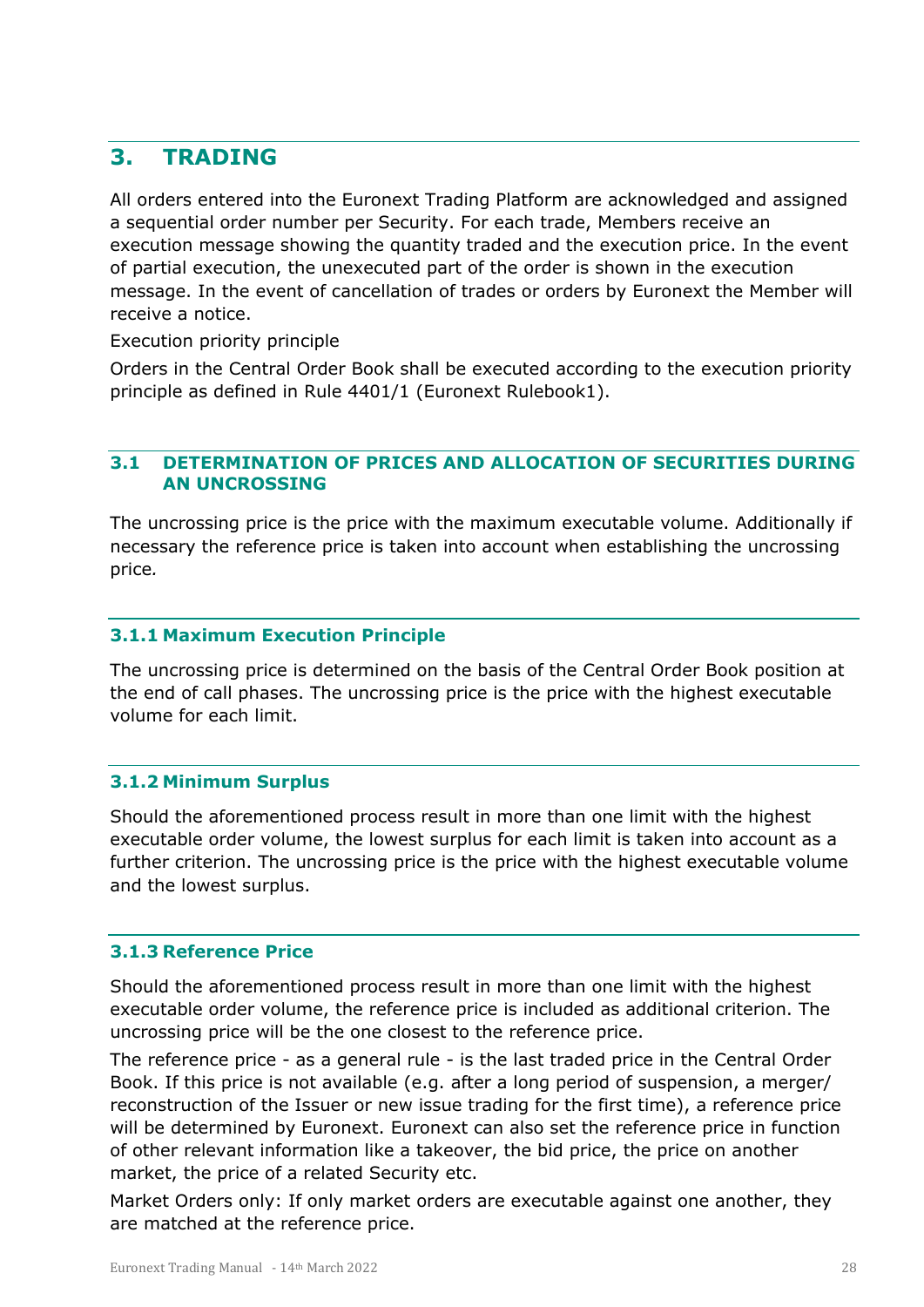# 3. TRADING

All orders entered into the Euronext Trading Platform are acknowledged and assigned a sequential order number per Security. For each trade, Members receive an execution message showing the quantity traded and the execution price. In the event of partial execution, the unexecuted part of the order is shown in the execution message. In the event of cancellation of trades or orders by Euronext the Member will receive a notice.

Execution priority principle

Orders in the Central Order Book shall be executed according to the execution priority principle as defined in Rule 4401/1 (Euronext Rulebook1).

## 3.1 DETERMINATION OF PRICES AND ALLOCATION OF SECURITIES DURING AN UNCROSSING

The uncrossing price is the price with the maximum executable volume. Additionally if necessary the reference price is taken into account when establishing the uncrossing price.

### 3.1.1 Maximum Execution Principle

The uncrossing price is determined on the basis of the Central Order Book position at the end of call phases. The uncrossing price is the price with the highest executable volume for each limit.

### 3.1.2 Minimum Surplus

Should the aforementioned process result in more than one limit with the highest executable order volume, the lowest surplus for each limit is taken into account as a further criterion. The uncrossing price is the price with the highest executable volume and the lowest surplus.

### 3.1.3 Reference Price

Should the aforementioned process result in more than one limit with the highest executable order volume, the reference price is included as additional criterion. The uncrossing price will be the one closest to the reference price.

The reference price - as a general rule - is the last traded price in the Central Order Book. If this price is not available (e.g. after a long period of suspension, a merger/ reconstruction of the Issuer or new issue trading for the first time), a reference price will be determined by Euronext. Euronext can also set the reference price in function of other relevant information like a takeover, the bid price, the price on another market, the price of a related Security etc.

Market Orders only: If only market orders are executable against one another, they are matched at the reference price.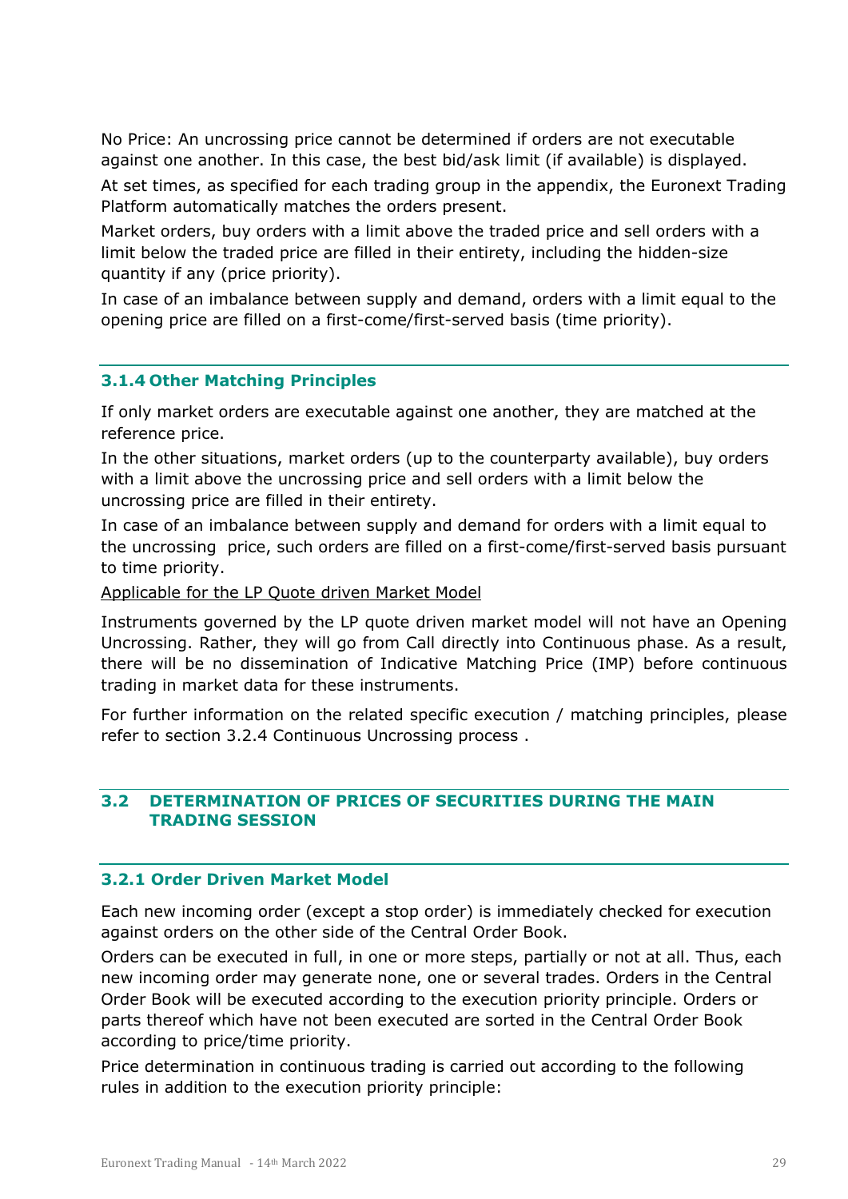No Price: An uncrossing price cannot be determined if orders are not executable against one another. In this case, the best bid/ask limit (if available) is displayed.

At set times, as specified for each trading group in the appendix, the Euronext Trading Platform automatically matches the orders present.

Market orders, buy orders with a limit above the traded price and sell orders with a limit below the traded price are filled in their entirety, including the hidden-size quantity if any (price priority).

In case of an imbalance between supply and demand, orders with a limit equal to the opening price are filled on a first-come/first-served basis (time priority).

### 3.1.4 Other Matching Principles

If only market orders are executable against one another, they are matched at the reference price.

In the other situations, market orders (up to the counterparty available), buy orders with a limit above the uncrossing price and sell orders with a limit below the uncrossing price are filled in their entirety.

In case of an imbalance between supply and demand for orders with a limit equal to the uncrossing price, such orders are filled on a first-come/first-served basis pursuant to time priority.

Applicable for the LP Quote driven Market Model

Instruments governed by the LP quote driven market model will not have an Opening Uncrossing. Rather, they will go from Call directly into Continuous phase. As a result, there will be no dissemination of Indicative Matching Price (IMP) before continuous trading in market data for these instruments.

For further information on the related specific execution / matching principles, please refer to section 3.2.4 Continuous Uncrossing process .

## 3.2 DETERMINATION OF PRICES OF SECURITIES DURING THE MAIN TRADING SESSION

### 3.2.1 Order Driven Market Model

Each new incoming order (except a stop order) is immediately checked for execution against orders on the other side of the Central Order Book.

Orders can be executed in full, in one or more steps, partially or not at all. Thus, each new incoming order may generate none, one or several trades. Orders in the Central Order Book will be executed according to the execution priority principle. Orders or parts thereof which have not been executed are sorted in the Central Order Book according to price/time priority.

Price determination in continuous trading is carried out according to the following rules in addition to the execution priority principle: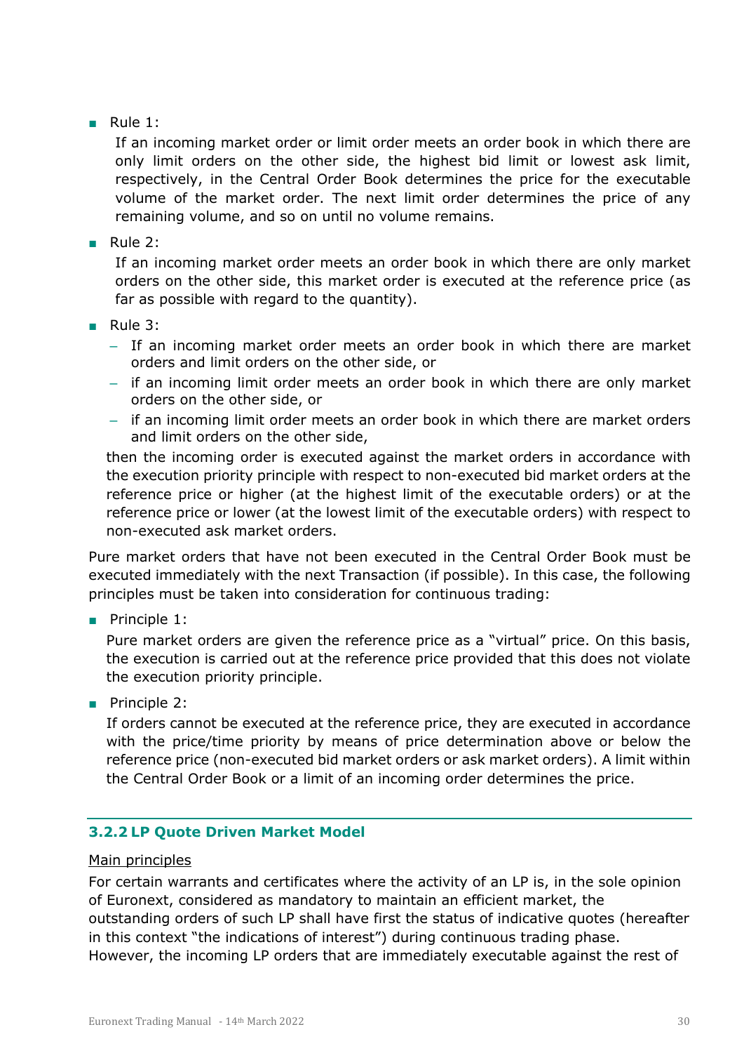- Rule 1:

  If an incoming market order or limit order meets an order book in which there are only limit orders on the other side, the highest bid limit or lowest ask limit, respectively, in the Central Order Book determines the price for the executable volume of the market order. The next limit order determines the price of any remaining volume, and so on until no volume remains.

- Rule 2:

  If an incoming market order meets an order book in which there are only market orders on the other side, this market order is executed at the reference price (as far as possible with regard to the quantity).

- Rule 3:
  - If an incoming market order meets an order book in which there are market orders and limit orders on the other side, or
  - if an incoming limit order meets an order book in which there are only market orders on the other side, or
  - if an incoming limit order meets an order book in which there are market orders and limit orders on the other side,

  then the incoming order is executed against the market orders in accordance with the execution priority principle with respect to non-executed bid market orders at the reference price or higher (at the highest limit of the executable orders) or at the reference price or lower (at the lowest limit of the executable orders) with respect to non-executed ask market orders.

Pure market orders that have not been executed in the Central Order Book must be executed immediately with the next Transaction (if possible). In this case, the following principles must be taken into consideration for continuous trading:

- Principle 1:

  Pure market orders are given the reference price as a “virtual” price. On this basis, the execution is carried out at the reference price provided that this does not violate the execution priority principle.

- Principle 2:

  If orders cannot be executed at the reference price, they are executed in accordance with the price/time priority by means of price determination above or below the reference price (non-executed bid market orders or ask market orders). A limit within the Central Order Book or a limit of an incoming order determines the price.

### 3.2.2 LP Quote Driven Market Model

Main principles

For certain warrants and certificates where the activity of an LP is, in the sole opinion of Euronext, considered as mandatory to maintain an efficient market, the outstanding orders of such LP shall have first the status of indicative quotes (hereafter in this context “the indications of interest”) during continuous trading phase. However, the incoming LP orders that are immediately executable against the rest of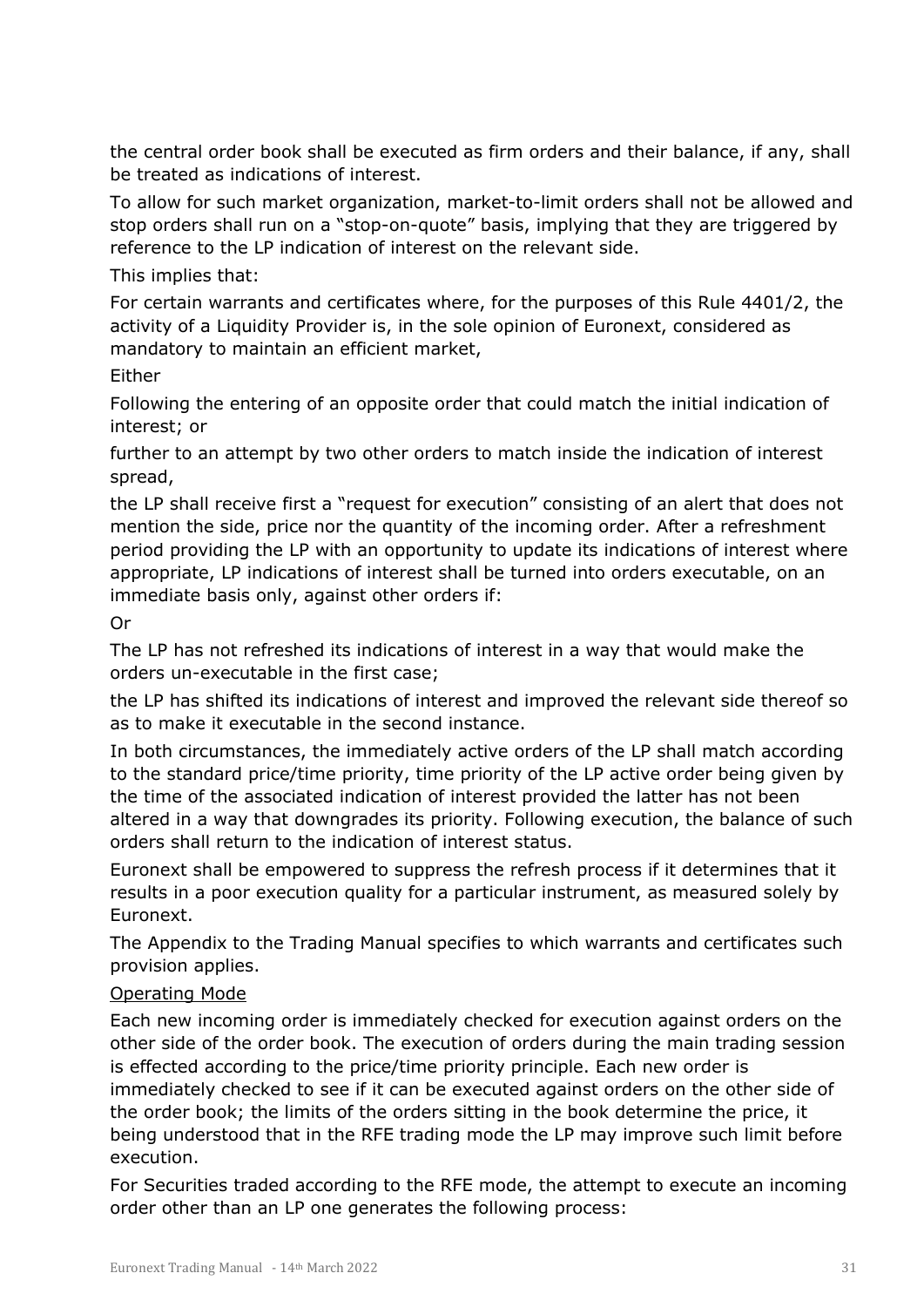the central order book shall be executed as firm orders and their balance, if any, shall be treated as indications of interest.

To allow for such market organization, market-to-limit orders shall not be allowed and stop orders shall run on a "stop-on-quote" basis, implying that they are triggered by reference to the LP indication of interest on the relevant side.

This implies that:

For certain warrants and certificates where, for the purposes of this Rule 4401/2, the activity of a Liquidity Provider is, in the sole opinion of Euronext, considered as mandatory to maintain an efficient market,

Either

Following the entering of an opposite order that could match the initial indication of interest; or

further to an attempt by two other orders to match inside the indication of interest spread,

the LP shall receive first a "request for execution" consisting of an alert that does not mention the side, price nor the quantity of the incoming order. After a refreshment period providing the LP with an opportunity to update its indications of interest where appropriate, LP indications of interest shall be turned into orders executable, on an immediate basis only, against other orders if:

Or

The LP has not refreshed its indications of interest in a way that would make the orders un-executable in the first case;

the LP has shifted its indications of interest and improved the relevant side thereof so as to make it executable in the second instance.

In both circumstances, the immediately active orders of the LP shall match according to the standard price/time priority, time priority of the LP active order being given by the time of the associated indication of interest provided the latter has not been altered in a way that downgrades its priority. Following execution, the balance of such orders shall return to the indication of interest status.

Euronext shall be empowered to suppress the refresh process if it determines that it results in a poor execution quality for a particular instrument, as measured solely by Euronext.

The Appendix to the Trading Manual specifies to which warrants and certificates such provision applies.

<u>Operating Mode</u>

Each new incoming order is immediately checked for execution against orders on the other side of the order book. The execution of orders during the main trading session is effected according to the price/time priority principle. Each new order is immediately checked to see if it can be executed against orders on the other side of the order book; the limits of the orders sitting in the book determine the price, it being understood that in the RFE trading mode the LP may improve such limit before execution.

For Securities traded according to the RFE mode, the attempt to execute an incoming order other than an LP one generates the following process: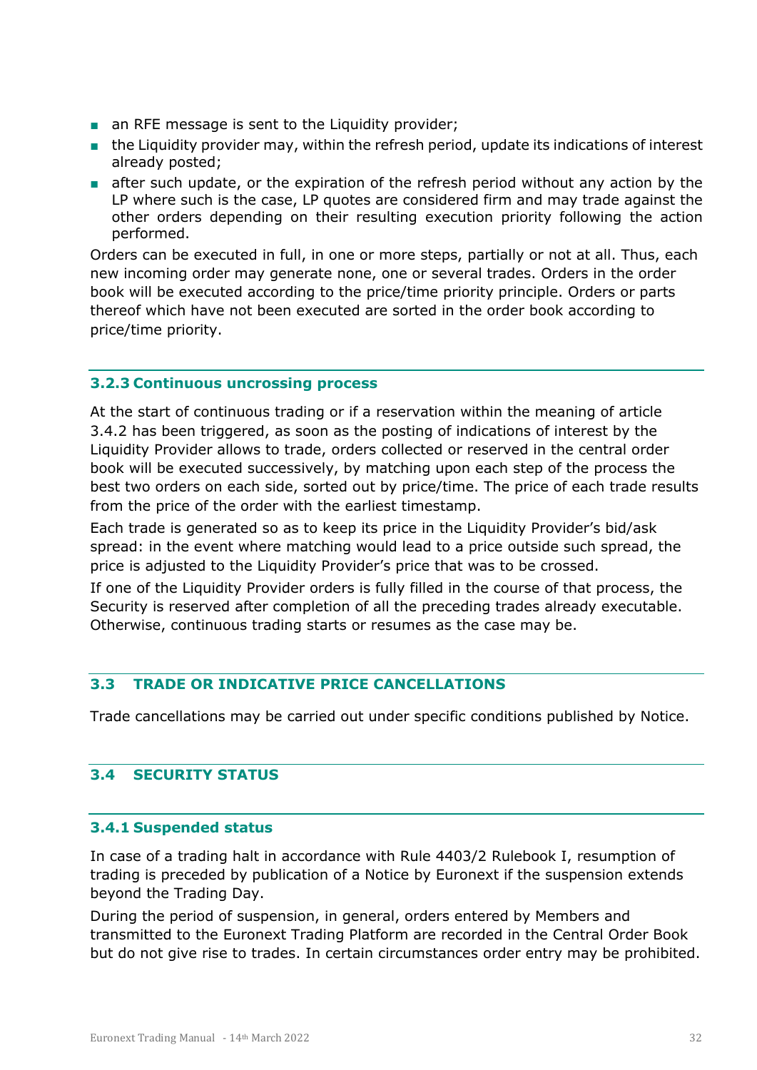- an RFE message is sent to the Liquidity provider;
- the Liquidity provider may, within the refresh period, update its indications of interest already posted;
- after such update, or the expiration of the refresh period without any action by the LP where such is the case, LP quotes are considered firm and may trade against the other orders depending on their resulting execution priority following the action performed.

Orders can be executed in full, in one or more steps, partially or not at all. Thus, each new incoming order may generate none, one or several trades. Orders in the order book will be executed according to the price/time priority principle. Orders or parts thereof which have not been executed are sorted in the order book according to price/time priority.

### 3.2.3 Continuous uncrossing process

At the start of continuous trading or if a reservation within the meaning of article 3.4.2 has been triggered, as soon as the posting of indications of interest by the Liquidity Provider allows to trade, orders collected or reserved in the central order book will be executed successively, by matching upon each step of the process the best two orders on each side, sorted out by price/time. The price of each trade results from the price of the order with the earliest timestamp.

Each trade is generated so as to keep its price in the Liquidity Provider's bid/ask spread: in the event where matching would lead to a price outside such spread, the price is adjusted to the Liquidity Provider's price that was to be crossed.

If one of the Liquidity Provider orders is fully filled in the course of that process, the Security is reserved after completion of all the preceding trades already executable. Otherwise, continuous trading starts or resumes as the case may be.

## 3.3 TRADE OR INDICATIVE PRICE CANCELLATIONS

Trade cancellations may be carried out under specific conditions published by Notice.

## 3.4 SECURITY STATUS

### 3.4.1 Suspended status

In case of a trading halt in accordance with Rule 4403/2 Rulebook I, resumption of trading is preceded by publication of a Notice by Euronext if the suspension extends beyond the Trading Day.

During the period of suspension, in general, orders entered by Members and transmitted to the Euronext Trading Platform are recorded in the Central Order Book but do not give rise to trades. In certain circumstances order entry may be prohibited.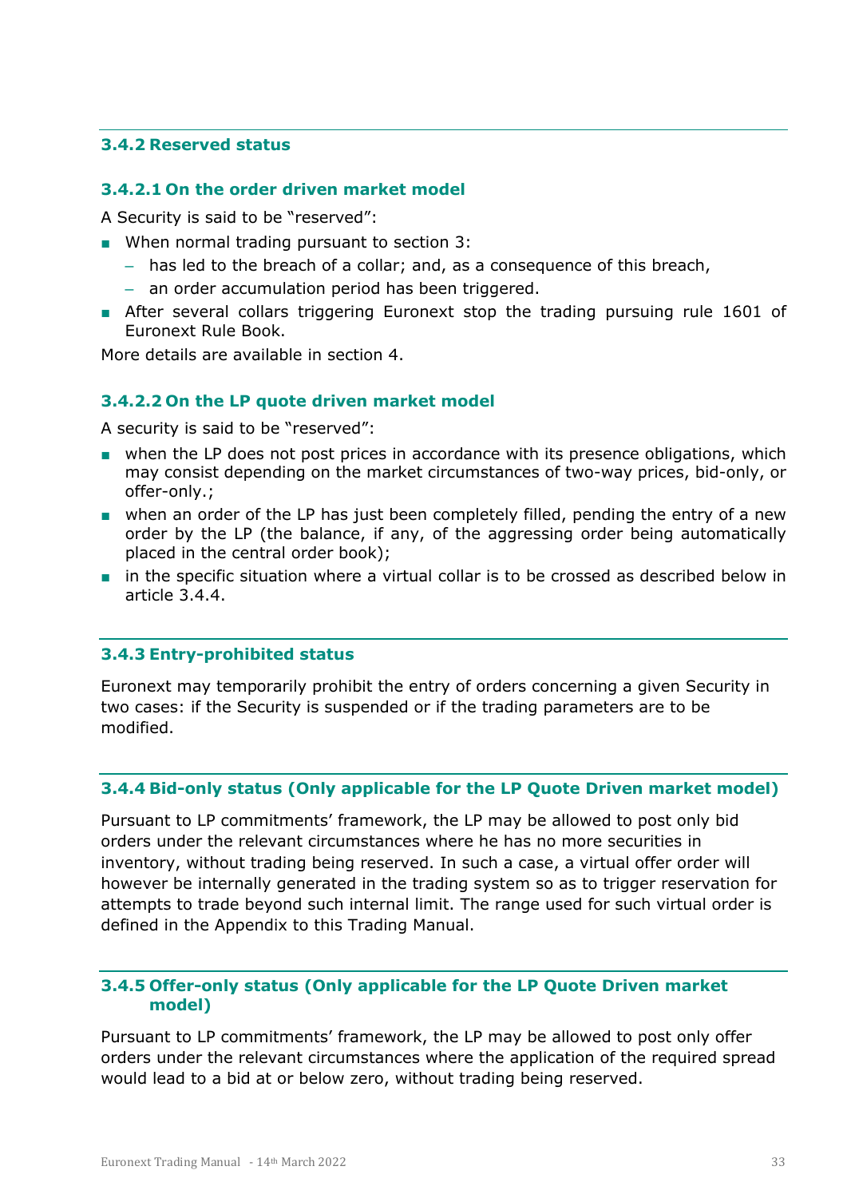### 3.4.2 Reserved status

#### 3.4.2.1 On the order driven market model

A Security is said to be "reserved":

- When normal trading pursuant to section 3:
  - has led to the breach of a collar; and, as a consequence of this breach,
  - an order accumulation period has been triggered.
- After several collars triggering Euronext stop the trading pursuing rule 1601 of Euronext Rule Book.

More details are available in section 4.

#### 3.4.2.2 On the LP quote driven market model

A security is said to be "reserved":

- when the LP does not post prices in accordance with its presence obligations, which may consist depending on the market circumstances of two-way prices, bid-only, or offer-only.;
- when an order of the LP has just been completely filled, pending the entry of a new order by the LP (the balance, if any, of the aggressing order being automatically placed in the central order book);
- in the specific situation where a virtual collar is to be crossed as described below in article 3.4.4.

### 3.4.3 Entry-prohibited status

Euronext may temporarily prohibit the entry of orders concerning a given Security in two cases: if the Security is suspended or if the trading parameters are to be modified.

### 3.4.4 Bid-only status (Only applicable for the LP Quote Driven market model)

Pursuant to LP commitments' framework, the LP may be allowed to post only bid orders under the relevant circumstances where he has no more securities in inventory, without trading being reserved. In such a case, a virtual offer order will however be internally generated in the trading system so as to trigger reservation for attempts to trade beyond such internal limit. The range used for such virtual order is defined in the Appendix to this Trading Manual.

### 3.4.5 Offer-only status (Only applicable for the LP Quote Driven market model)

Pursuant to LP commitments' framework, the LP may be allowed to post only offer orders under the relevant circumstances where the application of the required spread would lead to a bid at or below zero, without trading being reserved.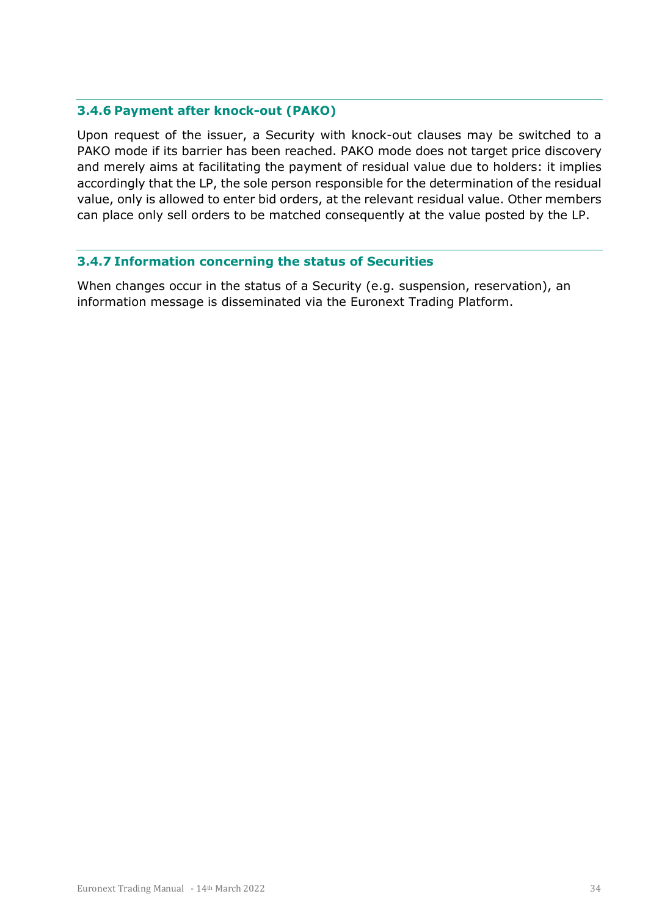### 3.4.6 Payment after knock-out (PAKO)

Upon request of the issuer, a Security with knock-out clauses may be switched to a PAKO mode if its barrier has been reached. PAKO mode does not target price discovery and merely aims at facilitating the payment of residual value due to holders: it implies accordingly that the LP, the sole person responsible for the determination of the residual value, only is allowed to enter bid orders, at the relevant residual value. Other members can place only sell orders to be matched consequently at the value posted by the LP.

### 3.4.7 Information concerning the status of Securities

When changes occur in the status of a Security (e.g. suspension, reservation), an information message is disseminated via the Euronext Trading Platform.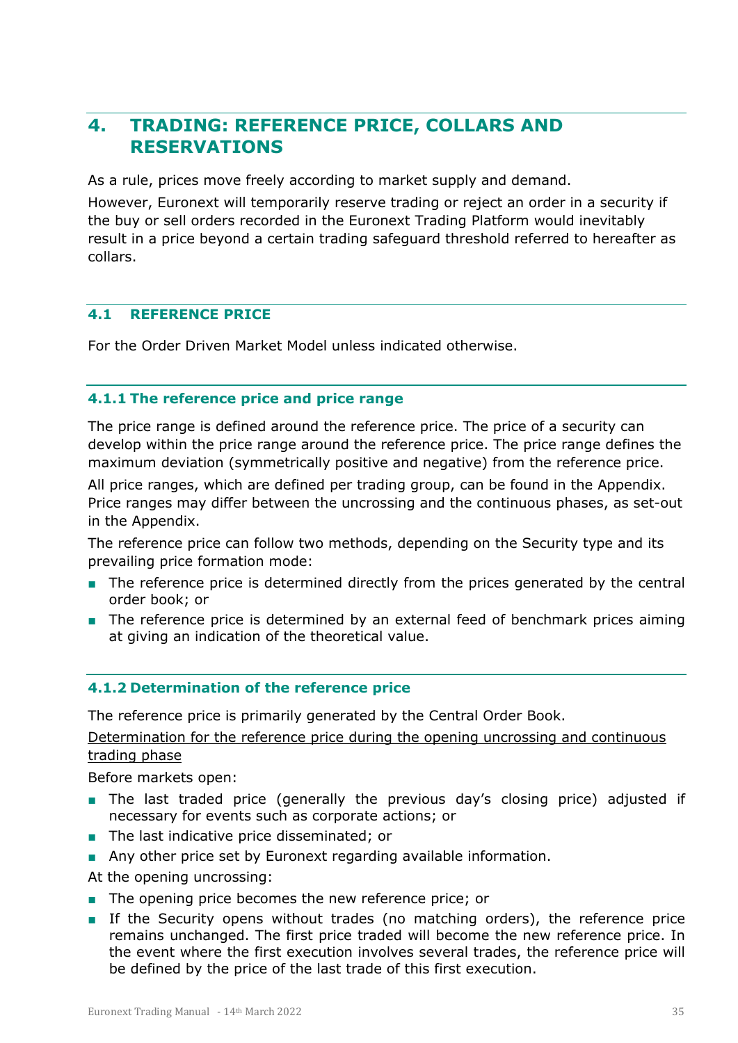# 4. TRADING: REFERENCE PRICE, COLLARS AND RESERVATIONS

As a rule, prices move freely according to market supply and demand.

However, Euronext will temporarily reserve trading or reject an order in a security if the buy or sell orders recorded in the Euronext Trading Platform would inevitably result in a price beyond a certain trading safeguard threshold referred to hereafter as collars.

## 4.1 REFERENCE PRICE

For the Order Driven Market Model unless indicated otherwise.

### 4.1.1 The reference price and price range

The price range is defined around the reference price. The price of a security can develop within the price range around the reference price. The price range defines the maximum deviation (symmetrically positive and negative) from the reference price.

All price ranges, which are defined per trading group, can be found in the Appendix. Price ranges may differ between the uncrossing and the continuous phases, as set-out in the Appendix.

The reference price can follow two methods, depending on the Security type and its prevailing price formation mode:

- The reference price is determined directly from the prices generated by the central order book; or
- The reference price is determined by an external feed of benchmark prices aiming at giving an indication of the theoretical value.

### 4.1.2 Determination of the reference price

The reference price is primarily generated by the Central Order Book.

<u>Determination for the reference price during the opening uncrossing and continuous trading phase</u>

Before markets open:

- The last traded price (generally the previous day's closing price) adjusted if necessary for events such as corporate actions; or
- The last indicative price disseminated; or
- Any other price set by Euronext regarding available information.

At the opening uncrossing:

- The opening price becomes the new reference price; or
- If the Security opens without trades (no matching orders), the reference price remains unchanged. The first price traded will become the new reference price. In the event where the first execution involves several trades, the reference price will be defined by the price of the last trade of this first execution.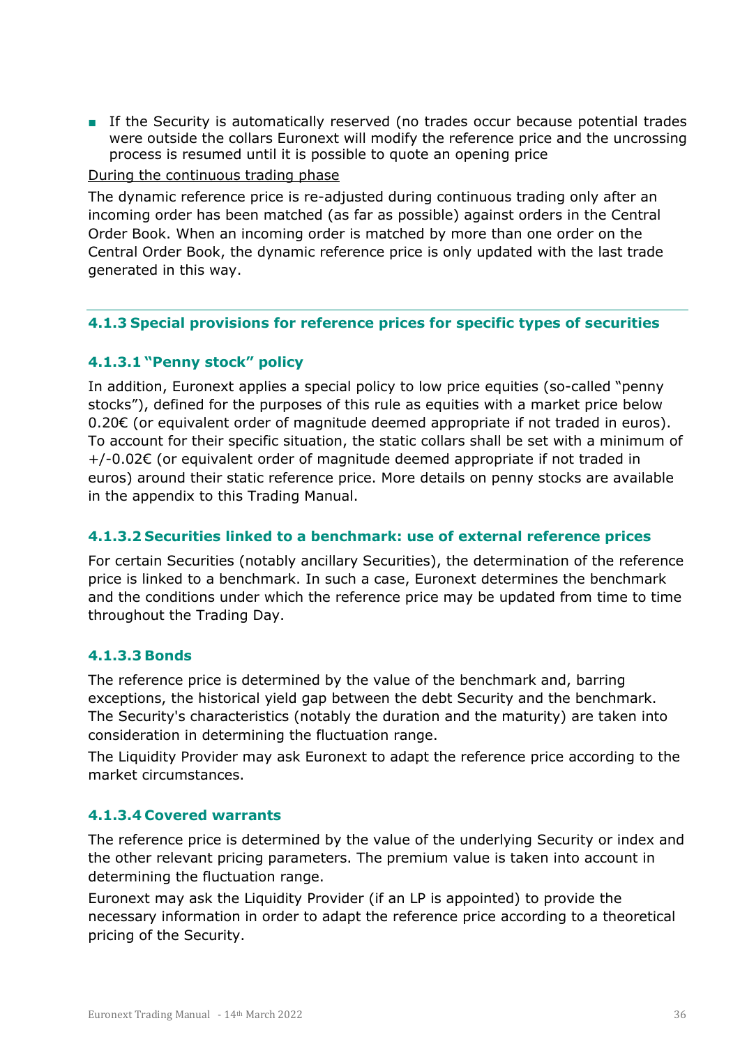- If the Security is automatically reserved (no trades occur because potential trades were outside the collars Euronext will modify the reference price and the uncrossing process is resumed until it is possible to quote an opening price

During the continuous trading phase

The dynamic reference price is re-adjusted during continuous trading only after an incoming order has been matched (as far as possible) against orders in the Central Order Book. When an incoming order is matched by more than one order on the Central Order Book, the dynamic reference price is only updated with the last trade generated in this way.

### 4.1.3 Special provisions for reference prices for specific types of securities

#### 4.1.3.1 "Penny stock" policy

In addition, Euronext applies a special policy to low price equities (so-called "penny stocks"), defined for the purposes of this rule as equities with a market price below 0.20€ (or equivalent order of magnitude deemed appropriate if not traded in euros). To account for their specific situation, the static collars shall be set with a minimum of +/-0.02€ (or equivalent order of magnitude deemed appropriate if not traded in euros) around their static reference price. More details on penny stocks are available in the appendix to this Trading Manual.

#### 4.1.3.2 Securities linked to a benchmark: use of external reference prices

For certain Securities (notably ancillary Securities), the determination of the reference price is linked to a benchmark. In such a case, Euronext determines the benchmark and the conditions under which the reference price may be updated from time to time throughout the Trading Day.

#### 4.1.3.3 Bonds

The reference price is determined by the value of the benchmark and, barring exceptions, the historical yield gap between the debt Security and the benchmark. The Security's characteristics (notably the duration and the maturity) are taken into consideration in determining the fluctuation range.

The Liquidity Provider may ask Euronext to adapt the reference price according to the market circumstances.

#### 4.1.3.4 Covered warrants

The reference price is determined by the value of the underlying Security or index and the other relevant pricing parameters. The premium value is taken into account in determining the fluctuation range.

Euronext may ask the Liquidity Provider (if an LP is appointed) to provide the necessary information in order to adapt the reference price according to a theoretical pricing of the Security.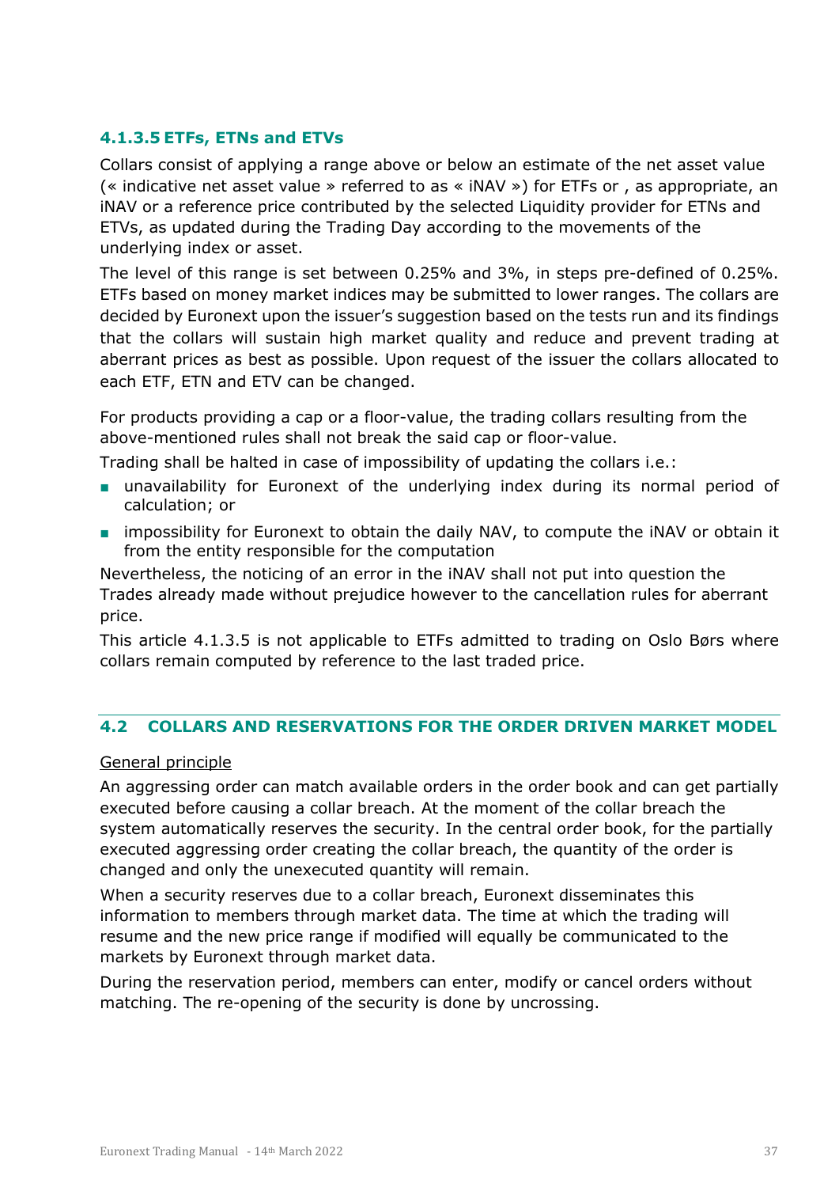#### 4.1.3.5 ETFs, ETNs and ETVs

Collars consist of applying a range above or below an estimate of the net asset value (« indicative net asset value » referred to as « iNAV ») for ETFs or , as appropriate, an iNAV or a reference price contributed by the selected Liquidity provider for ETNs and ETVs, as updated during the Trading Day according to the movements of the underlying index or asset.

The level of this range is set between 0.25% and 3%, in steps pre-defined of 0.25%. ETFs based on money market indices may be submitted to lower ranges. The collars are decided by Euronext upon the issuer's suggestion based on the tests run and its findings that the collars will sustain high market quality and reduce and prevent trading at aberrant prices as best as possible. Upon request of the issuer the collars allocated to each ETF, ETN and ETV can be changed.

For products providing a cap or a floor-value, the trading collars resulting from the above-mentioned rules shall not break the said cap or floor-value.

Trading shall be halted in case of impossibility of updating the collars i.e.:

- unavailability for Euronext of the underlying index during its normal period of calculation; or
- impossibility for Euronext to obtain the daily NAV, to compute the iNAV or obtain it from the entity responsible for the computation

Nevertheless, the noticing of an error in the iNAV shall not put into question the Trades already made without prejudice however to the cancellation rules for aberrant price.

This article 4.1.3.5 is not applicable to ETFs admitted to trading on Oslo Børs where collars remain computed by reference to the last traded price.

## 4.2 COLLARS AND RESERVATIONS FOR THE ORDER DRIVEN MARKET MODEL

General principle

An aggressing order can match available orders in the order book and can get partially executed before causing a collar breach. At the moment of the collar breach the system automatically reserves the security. In the central order book, for the partially executed aggressing order creating the collar breach, the quantity of the order is changed and only the unexecuted quantity will remain.

When a security reserves due to a collar breach, Euronext disseminates this information to members through market data. The time at which the trading will resume and the new price range if modified will equally be communicated to the markets by Euronext through market data.

During the reservation period, members can enter, modify or cancel orders without matching. The re-opening of the security is done by uncrossing.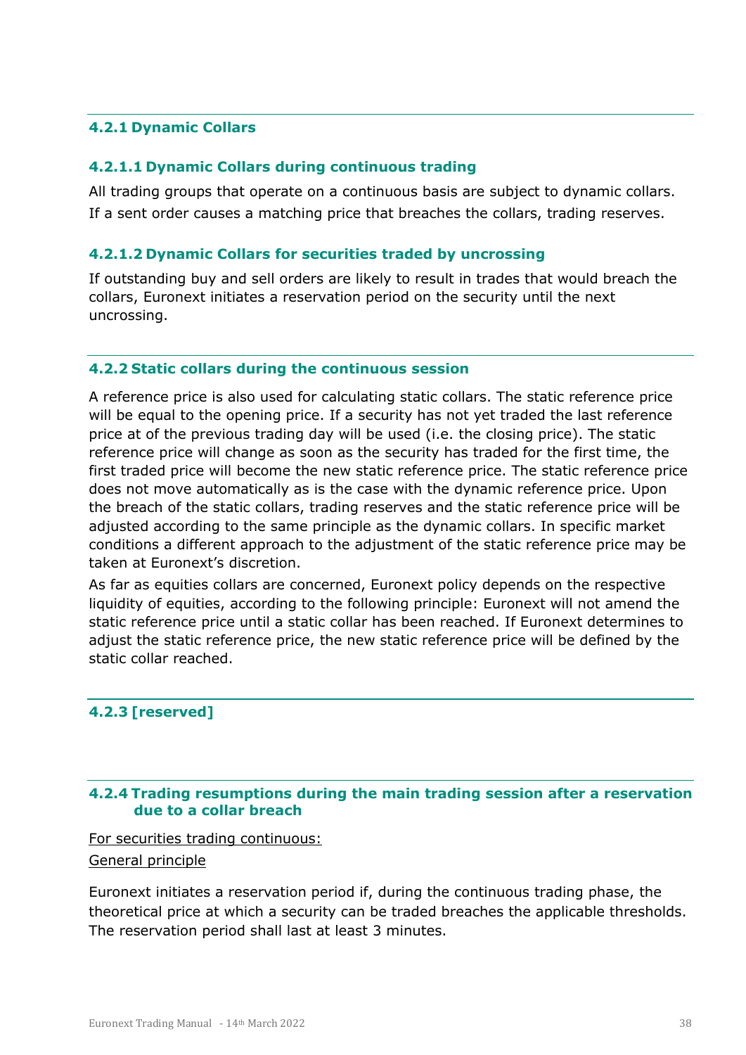### 4.2.1 Dynamic Collars

#### 4.2.1.1 Dynamic Collars during continuous trading

All trading groups that operate on a continuous basis are subject to dynamic collars. If a sent order causes a matching price that breaches the collars, trading reserves.

#### 4.2.1.2 Dynamic Collars for securities traded by uncrossing

If outstanding buy and sell orders are likely to result in trades that would breach the collars, Euronext initiates a reservation period on the security until the next uncrossing.

### 4.2.2 Static collars during the continuous session

A reference price is also used for calculating static collars. The static reference price will be equal to the opening price. If a security has not yet traded the last reference price at of the previous trading day will be used (i.e. the closing price). The static reference price will change as soon as the security has traded for the first time, the first traded price will become the new static reference price. The static reference price does not move automatically as is the case with the dynamic reference price. Upon the breach of the static collars, trading reserves and the static reference price will be adjusted according to the same principle as the dynamic collars. In specific market conditions a different approach to the adjustment of the static reference price may be taken at Euronext's discretion.

As far as equities collars are concerned, Euronext policy depends on the respective liquidity of equities, according to the following principle: Euronext will not amend the static reference price until a static collar has been reached. If Euronext determines to adjust the static reference price, the new static reference price will be defined by the static collar reached.

### 4.2.3 [reserved]

### 4.2.4 Trading resumptions during the main trading session after a reservation due to a collar breach

<u>For securities trading continuous:</u>

<u>General principle</u>

Euronext initiates a reservation period if, during the continuous trading phase, the theoretical price at which a security can be traded breaches the applicable thresholds. The reservation period shall last at least 3 minutes.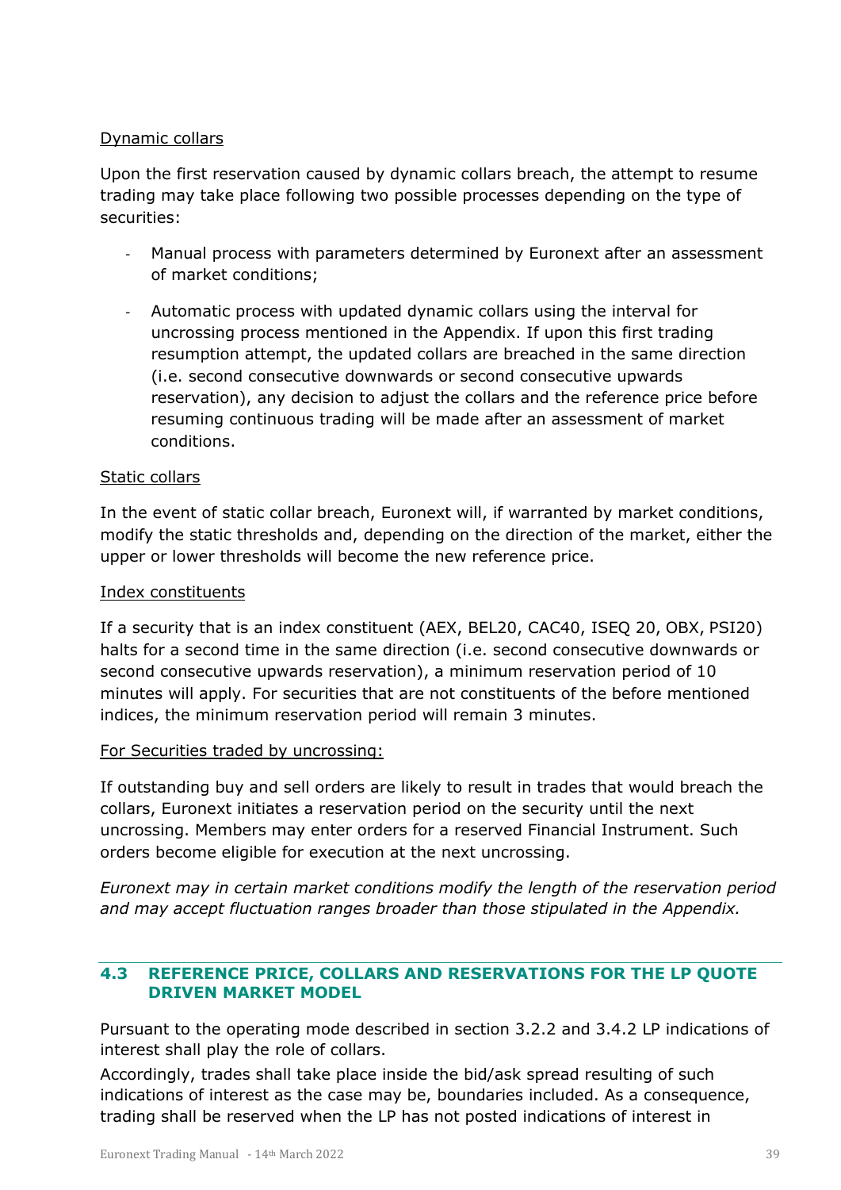<u>Dynamic collars</u>

Upon the first reservation caused by dynamic collars breach, the attempt to resume trading may take place following two possible processes depending on the type of securities:

- Manual process with parameters determined by Euronext after an assessment of market conditions;
- Automatic process with updated dynamic collars using the interval for uncrossing process mentioned in the Appendix. If upon this first trading resumption attempt, the updated collars are breached in the same direction (i.e. second consecutive downwards or second consecutive upwards reservation), any decision to adjust the collars and the reference price before resuming continuous trading will be made after an assessment of market conditions.

<u>Static collars</u>

In the event of static collar breach, Euronext will, if warranted by market conditions, modify the static thresholds and, depending on the direction of the market, either the upper or lower thresholds will become the new reference price.

<u>Index constituents</u>

If a security that is an index constituent (AEX, BEL20, CAC40, ISEQ 20, OBX, PSI20) halts for a second time in the same direction (i.e. second consecutive downwards or second consecutive upwards reservation), a minimum reservation period of 10 minutes will apply. For securities that are not constituents of the before mentioned indices, the minimum reservation period will remain 3 minutes.

<u>For Securities traded by uncrossing:</u>

If outstanding buy and sell orders are likely to result in trades that would breach the collars, Euronext initiates a reservation period on the security until the next uncrossing. Members may enter orders for a reserved Financial Instrument. Such orders become eligible for execution at the next uncrossing.

*Euronext may in certain market conditions modify the length of the reservation period and may accept fluctuation ranges broader than those stipulated in the Appendix.*

## 4.3 REFERENCE PRICE, COLLARS AND RESERVATIONS FOR THE LP QUOTE DRIVEN MARKET MODEL

Pursuant to the operating mode described in section 3.2.2 and 3.4.2 LP indications of interest shall play the role of collars.

Accordingly, trades shall take place inside the bid/ask spread resulting of such indications of interest as the case may be, boundaries included. As a consequence, trading shall be reserved when the LP has not posted indications of interest in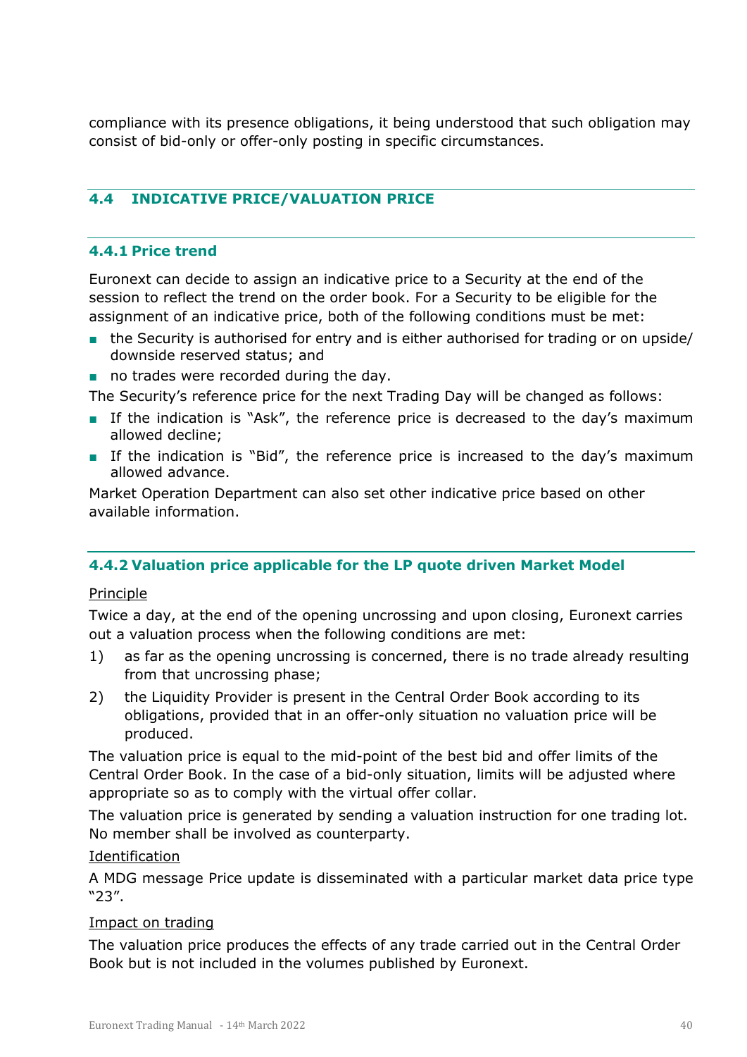compliance with its presence obligations, it being understood that such obligation may consist of bid-only or offer-only posting in specific circumstances.

## 4.4 INDICATIVE PRICE/VALUATION PRICE

### 4.4.1 Price trend

Euronext can decide to assign an indicative price to a Security at the end of the session to reflect the trend on the order book. For a Security to be eligible for the assignment of an indicative price, both of the following conditions must be met:

- the Security is authorised for entry and is either authorised for trading or on upside/ downside reserved status; and
- no trades were recorded during the day.

The Security's reference price for the next Trading Day will be changed as follows:

- If the indication is "Ask", the reference price is decreased to the day's maximum allowed decline;
- If the indication is "Bid", the reference price is increased to the day's maximum allowed advance.

Market Operation Department can also set other indicative price based on other available information.

### 4.4.2 Valuation price applicable for the LP quote driven Market Model

<u>Principle</u>

Twice a day, at the end of the opening uncrossing and upon closing, Euronext carries out a valuation process when the following conditions are met:

1) as far as the opening uncrossing is concerned, there is no trade already resulting from that uncrossing phase;
2) the Liquidity Provider is present in the Central Order Book according to its obligations, provided that in an offer-only situation no valuation price will be produced.

The valuation price is equal to the mid-point of the best bid and offer limits of the Central Order Book. In the case of a bid-only situation, limits will be adjusted where appropriate so as to comply with the virtual offer collar.

The valuation price is generated by sending a valuation instruction for one trading lot. No member shall be involved as counterparty.

<u>Identification</u>

A MDG message Price update is disseminated with a particular market data price type "23".

<u>Impact on trading</u>

The valuation price produces the effects of any trade carried out in the Central Order Book but is not included in the volumes published by Euronext.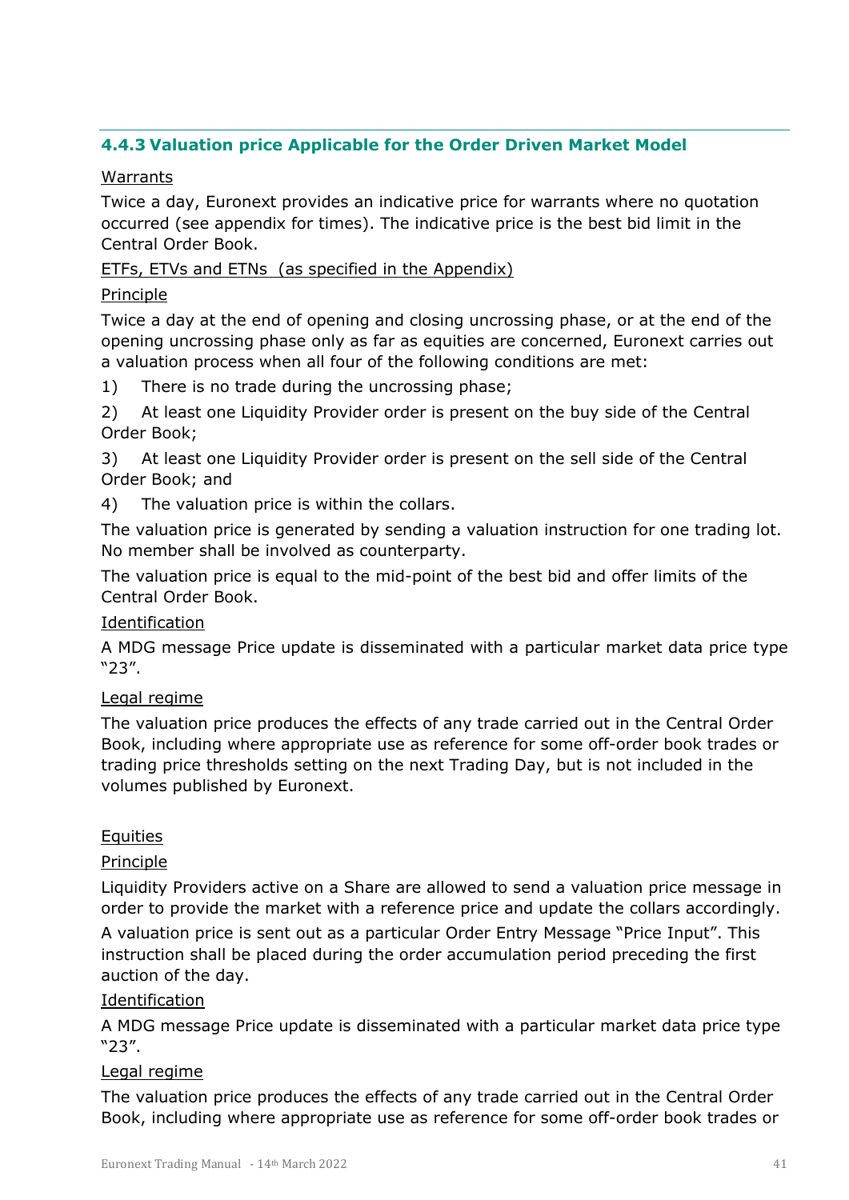### 4.4.3 Valuation price Applicable for the Order Driven Market Model

Warrants

Twice a day, Euronext provides an indicative price for warrants where no quotation occurred (see appendix for times). The indicative price is the best bid limit in the Central Order Book.

ETFs, ETVs and ETNs (as specified in the Appendix)

Principle

Twice a day at the end of opening and closing uncrossing phase, or at the end of the opening uncrossing phase only as far as equities are concerned, Euronext carries out a valuation process when all four of the following conditions are met:

1) There is no trade during the uncrossing phase;

2) At least one Liquidity Provider order is present on the buy side of the Central Order Book;

3) At least one Liquidity Provider order is present on the sell side of the Central Order Book; and

4) The valuation price is within the collars.

The valuation price is generated by sending a valuation instruction for one trading lot. No member shall be involved as counterparty.

The valuation price is equal to the mid-point of the best bid and offer limits of the Central Order Book.

Identification

A MDG message Price update is disseminated with a particular market data price type "23".

Legal regime

The valuation price produces the effects of any trade carried out in the Central Order Book, including where appropriate use as reference for some off-order book trades or trading price thresholds setting on the next Trading Day, but is not included in the volumes published by Euronext.

Equities

Principle

Liquidity Providers active on a Share are allowed to send a valuation price message in order to provide the market with a reference price and update the collars accordingly.

A valuation price is sent out as a particular Order Entry Message "Price Input". This instruction shall be placed during the order accumulation period preceding the first auction of the day.

Identification

A MDG message Price update is disseminated with a particular market data price type "23".

Legal regime

The valuation price produces the effects of any trade carried out in the Central Order Book, including where appropriate use as reference for some off-order book trades or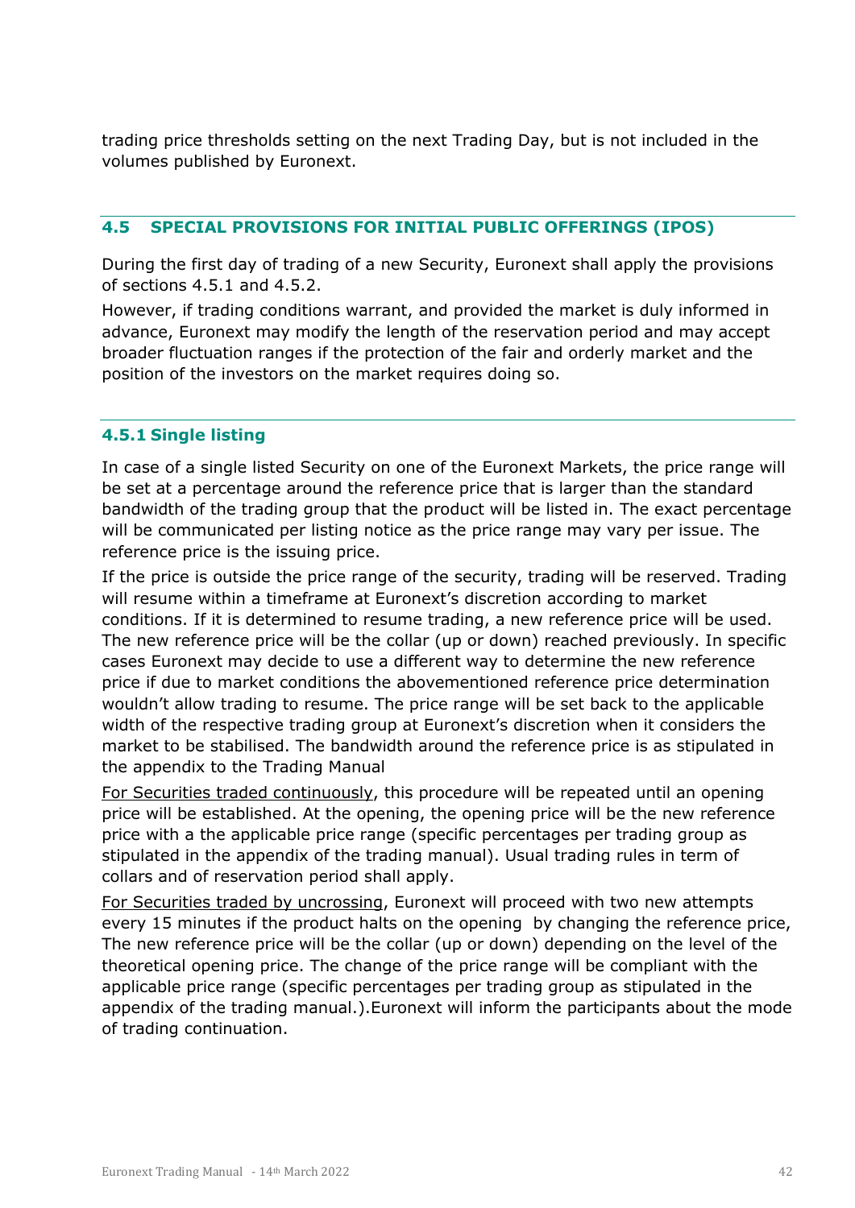trading price thresholds setting on the next Trading Day, but is not included in the volumes published by Euronext.

## 4.5 SPECIAL PROVISIONS FOR INITIAL PUBLIC OFFERINGS (IPOS)

During the first day of trading of a new Security, Euronext shall apply the provisions of sections 4.5.1 and 4.5.2.

However, if trading conditions warrant, and provided the market is duly informed in advance, Euronext may modify the length of the reservation period and may accept broader fluctuation ranges if the protection of the fair and orderly market and the position of the investors on the market requires doing so.

### 4.5.1 Single listing

In case of a single listed Security on one of the Euronext Markets, the price range will be set at a percentage around the reference price that is larger than the standard bandwidth of the trading group that the product will be listed in. The exact percentage will be communicated per listing notice as the price range may vary per issue. The reference price is the issuing price.

If the price is outside the price range of the security, trading will be reserved. Trading will resume within a timeframe at Euronext's discretion according to market conditions. If it is determined to resume trading, a new reference price will be used. The new reference price will be the collar (up or down) reached previously. In specific cases Euronext may decide to use a different way to determine the new reference price if due to market conditions the abovementioned reference price determination wouldn't allow trading to resume. The price range will be set back to the applicable width of the respective trading group at Euronext's discretion when it considers the market to be stabilised. The bandwidth around the reference price is as stipulated in the appendix to the Trading Manual

For Securities traded continuously, this procedure will be repeated until an opening price will be established. At the opening, the opening price will be the new reference price with a the applicable price range (specific percentages per trading group as stipulated in the appendix of the trading manual). Usual trading rules in term of collars and of reservation period shall apply.

For Securities traded by uncrossing, Euronext will proceed with two new attempts every 15 minutes if the product halts on the opening by changing the reference price, The new reference price will be the collar (up or down) depending on the level of the theoretical opening price. The change of the price range will be compliant with the applicable price range (specific percentages per trading group as stipulated in the appendix of the trading manual.).Euronext will inform the participants about the mode of trading continuation.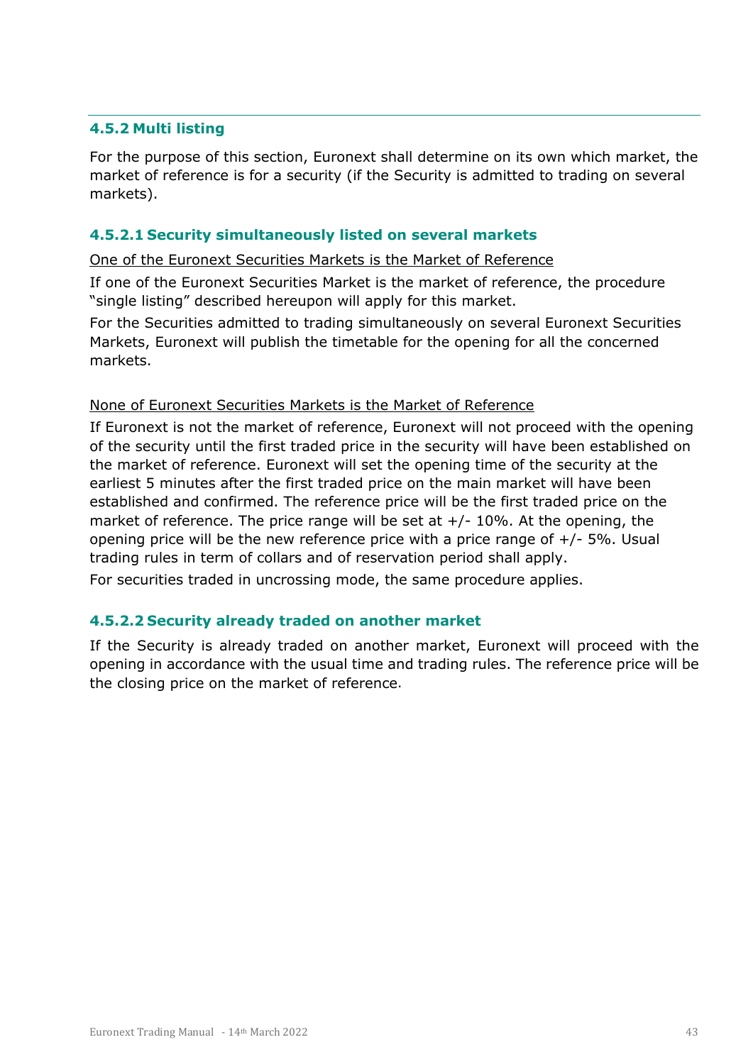### 4.5.2 Multi listing

For the purpose of this section, Euronext shall determine on its own which market, the market of reference is for a security (if the Security is admitted to trading on several markets).

#### 4.5.2.1 Security simultaneously listed on several markets

One of the Euronext Securities Markets is the Market of Reference

If one of the Euronext Securities Market is the market of reference, the procedure "single listing" described hereupon will apply for this market.

For the Securities admitted to trading simultaneously on several Euronext Securities Markets, Euronext will publish the timetable for the opening for all the concerned markets.

None of Euronext Securities Markets is the Market of Reference

If Euronext is not the market of reference, Euronext will not proceed with the opening of the security until the first traded price in the security will have been established on the market of reference. Euronext will set the opening time of the security at the earliest 5 minutes after the first traded price on the main market will have been established and confirmed. The reference price will be the first traded price on the market of reference. The price range will be set at +/- 10%. At the opening, the opening price will be the new reference price with a price range of +/- 5%. Usual trading rules in term of collars and of reservation period shall apply.

For securities traded in uncrossing mode, the same procedure applies.

#### 4.5.2.2 Security already traded on another market

If the Security is already traded on another market, Euronext will proceed with the opening in accordance with the usual time and trading rules. The reference price will be the closing price on the market of reference.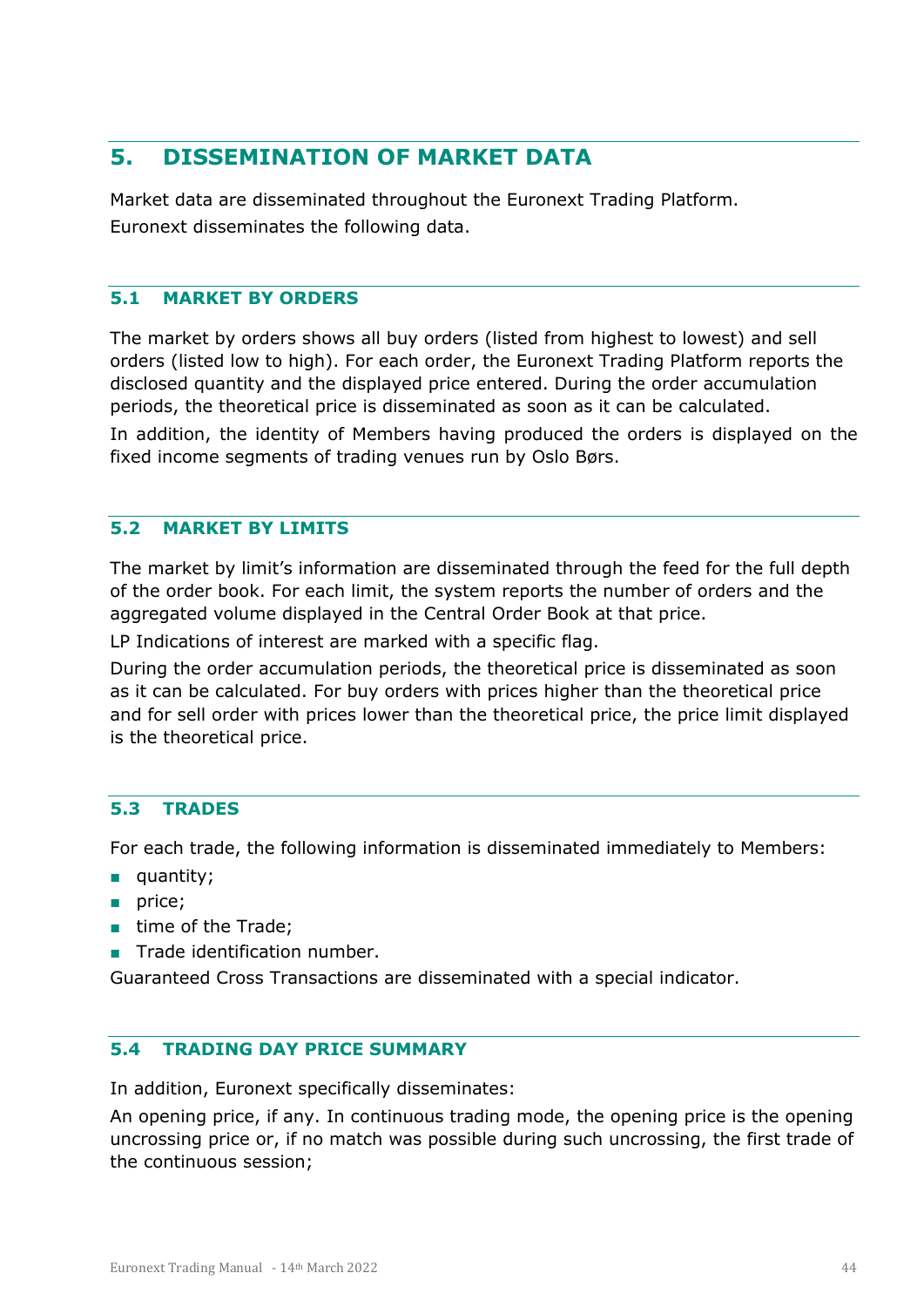## 5. DISSEMINATION OF MARKET DATA

Market data are disseminated throughout the Euronext Trading Platform.
Euronext disseminates the following data.

### 5.1 MARKET BY ORDERS

The market by orders shows all buy orders (listed from highest to lowest) and sell orders (listed low to high). For each order, the Euronext Trading Platform reports the disclosed quantity and the displayed price entered. During the order accumulation periods, the theoretical price is disseminated as soon as it can be calculated.

In addition, the identity of Members having produced the orders is displayed on the fixed income segments of trading venues run by Oslo Børs.

### 5.2 MARKET BY LIMITS

The market by limit's information are disseminated through the feed for the full depth of the order book. For each limit, the system reports the number of orders and the aggregated volume displayed in the Central Order Book at that price.

LP Indications of interest are marked with a specific flag.

During the order accumulation periods, the theoretical price is disseminated as soon as it can be calculated. For buy orders with prices higher than the theoretical price and for sell order with prices lower than the theoretical price, the price limit displayed is the theoretical price.

### 5.3 TRADES

For each trade, the following information is disseminated immediately to Members:

- quantity;
- price;
- time of the Trade;
- Trade identification number.

Guaranteed Cross Transactions are disseminated with a special indicator.

### 5.4 TRADING DAY PRICE SUMMARY

In addition, Euronext specifically disseminates:

An opening price, if any. In continuous trading mode, the opening price is the opening uncrossing price or, if no match was possible during such uncrossing, the first trade of the continuous session;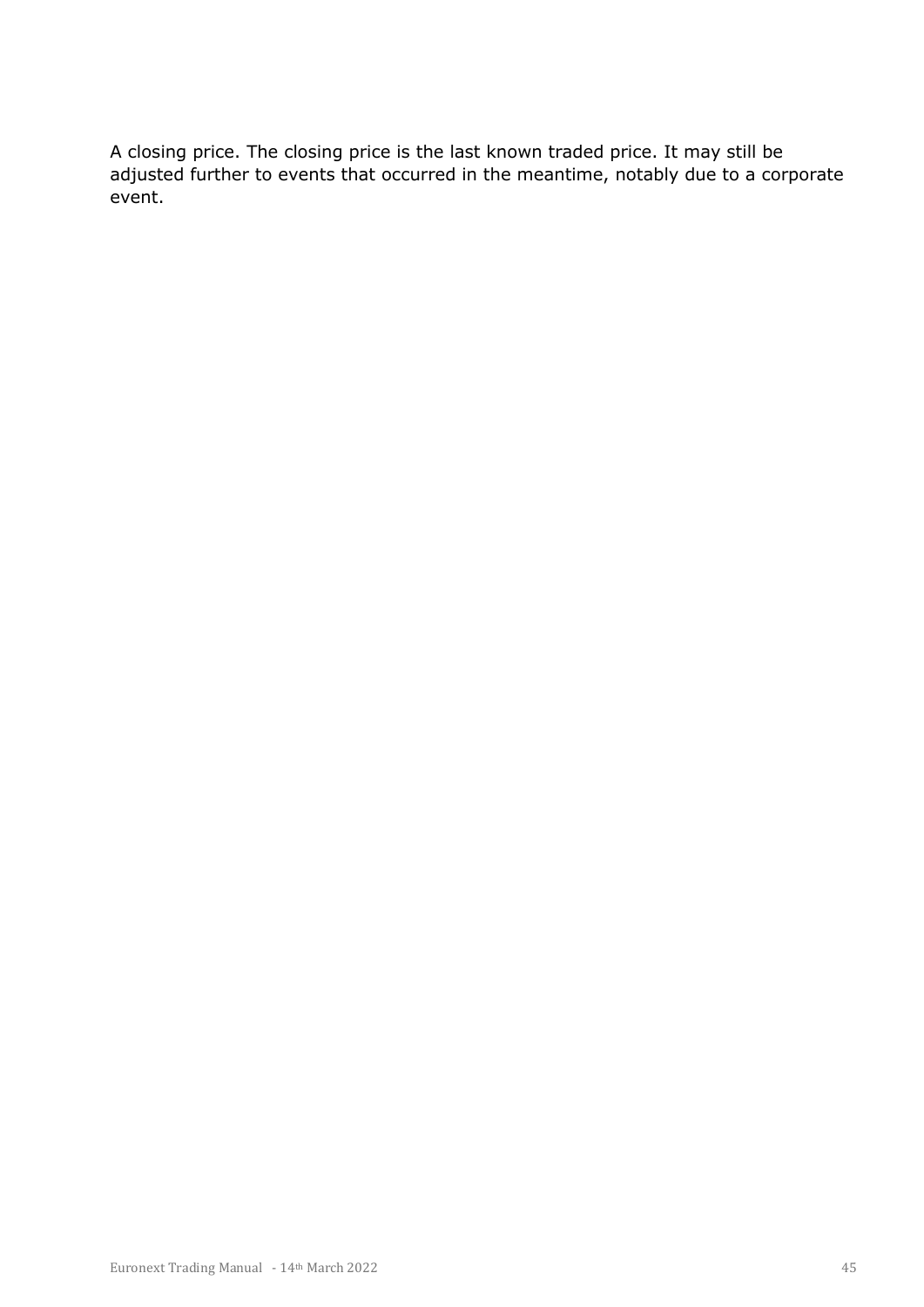A closing price. The closing price is the last known traded price. It may still be adjusted further to events that occurred in the meantime, notably due to a corporate event.